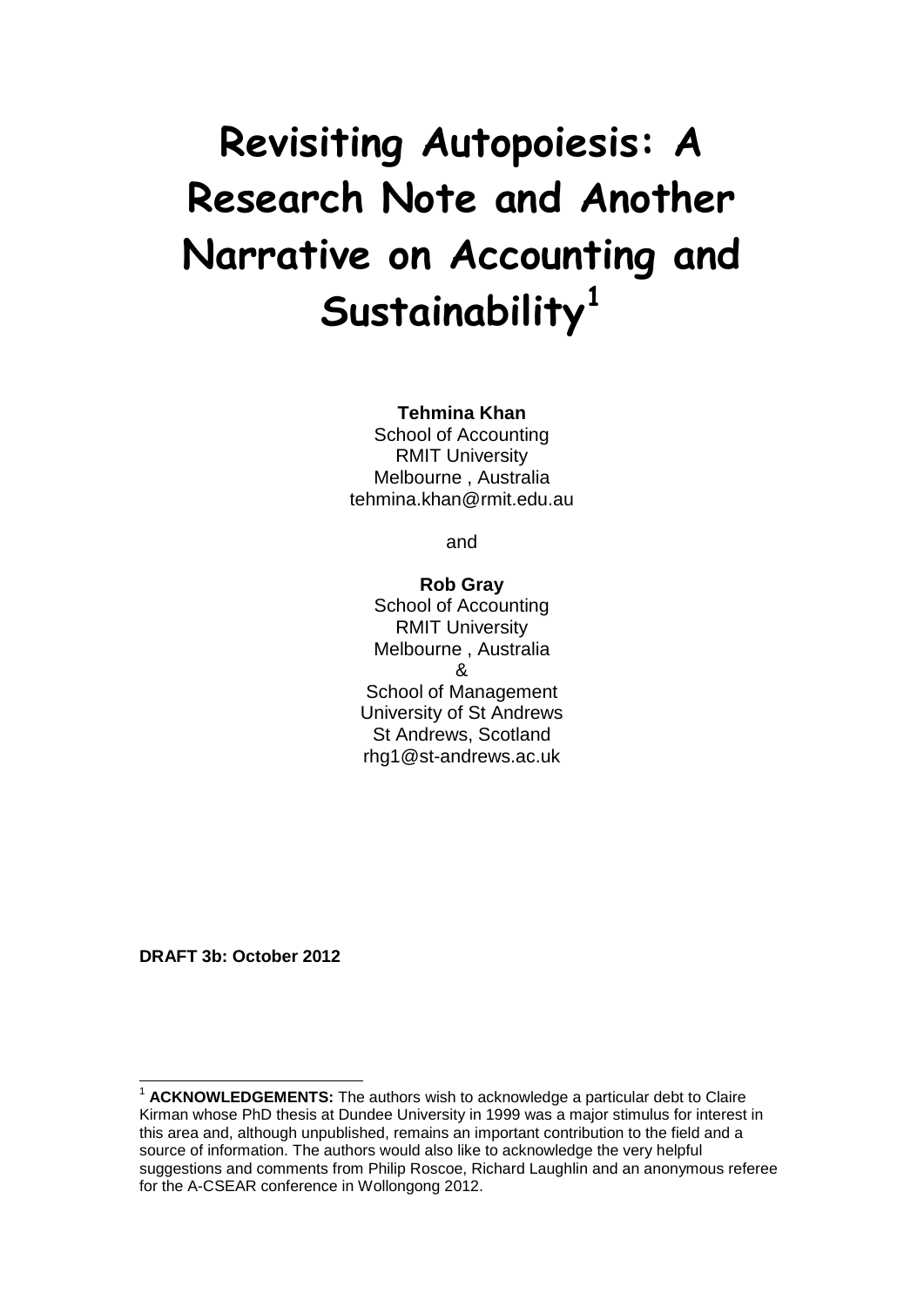# Revisiting Autopoiesis: A Research Note and Another Narrative on Accounting and Sustainability[1]

**Tehmina Khan**
School of Accounting
RMIT University
Melbourne , Australia
tehmina.khan@rmit.edu.au

and

**Rob Gray**
School of Accounting
RMIT University
Melbourne , Australia
&
School of Management
University of St Andrews
St Andrews, Scotland
rhg1@st-andrews.ac.uk

**DRAFT 3b: October 2012**

[1] **ACKNOWLEDGEMENTS:** The authors wish to acknowledge a particular debt to Claire Kirman whose PhD thesis at Dundee University in 1999 was a major stimulus for interest in this area and, although unpublished, remains an important contribution to the field and a source of information. The authors would also like to acknowledge the very helpful suggestions and comments from Philip Roscoe, Richard Laughlin and an anonymous referee for the A-CSEAR conference in Wollongong 2012.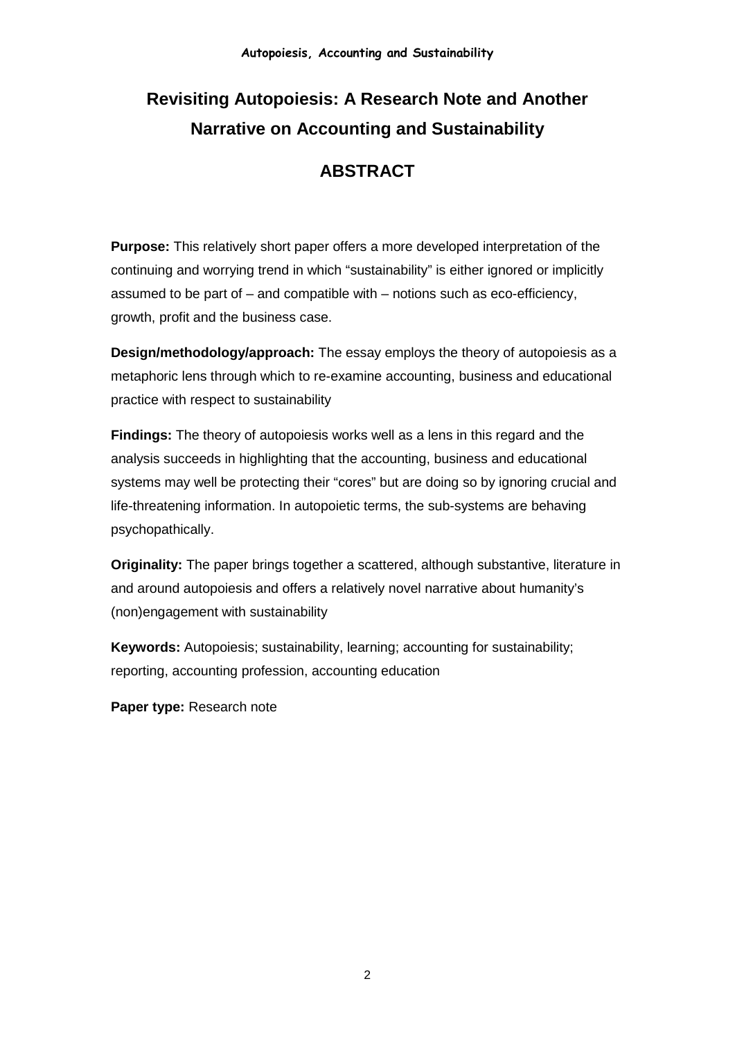# Revisiting Autopoiesis: A Research Note and Another Narrative on Accounting and Sustainability

## ABSTRACT

**Purpose:** This relatively short paper offers a more developed interpretation of the continuing and worrying trend in which “sustainability” is either ignored or implicitly assumed to be part of – and compatible with – notions such as eco-efficiency, growth, profit and the business case.

**Design/methodology/approach:** The essay employs the theory of autopoiesis as a metaphoric lens through which to re-examine accounting, business and educational practice with respect to sustainability

**Findings:** The theory of autopoiesis works well as a lens in this regard and the analysis succeeds in highlighting that the accounting, business and educational systems may well be protecting their “cores” but are doing so by ignoring crucial and life-threatening information. In autopoietic terms, the sub-systems are behaving psychopathically.

**Originality:** The paper brings together a scattered, although substantive, literature in and around autopoiesis and offers a relatively novel narrative about humanity’s (non)engagement with sustainability

**Keywords:** Autopoiesis; sustainability, learning; accounting for sustainability; reporting, accounting profession, accounting education

**Paper type:** Research note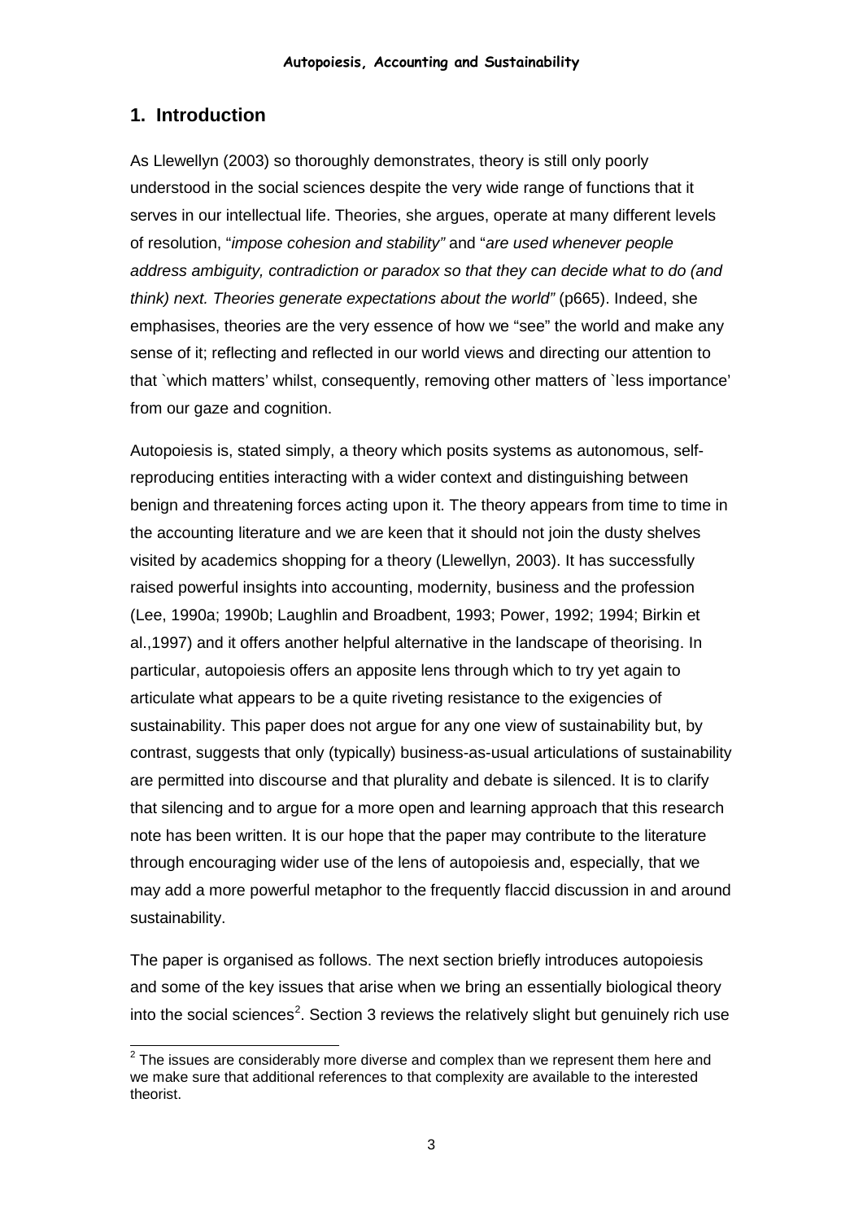## 1. Introduction

As Llewellyn (2003) so thoroughly demonstrates, theory is still only poorly understood in the social sciences despite the very wide range of functions that it serves in our intellectual life. Theories, she argues, operate at many different levels of resolution, "*impose cohesion and stability"* and "*are used whenever people address ambiguity, contradiction or paradox so that they can decide what to do (and think) next. Theories generate expectations about the world"* (p665). Indeed, she emphasises, theories are the very essence of how we "see" the world and make any sense of it; reflecting and reflected in our world views and directing our attention to that `which matters' whilst, consequently, removing other matters of `less importance' from our gaze and cognition.

Autopoiesis is, stated simply, a theory which posits systems as autonomous, self-reproducing entities interacting with a wider context and distinguishing between benign and threatening forces acting upon it. The theory appears from time to time in the accounting literature and we are keen that it should not join the dusty shelves visited by academics shopping for a theory (Llewellyn, 2003). It has successfully raised powerful insights into accounting, modernity, business and the profession (Lee, 1990a; 1990b; Laughlin and Broadbent, 1993; Power, 1992; 1994; Birkin et al.,1997) and it offers another helpful alternative in the landscape of theorising. In particular, autopoiesis offers an apposite lens through which to try yet again to articulate what appears to be a quite riveting resistance to the exigencies of sustainability. This paper does not argue for any one view of sustainability but, by contrast, suggests that only (typically) business-as-usual articulations of sustainability are permitted into discourse and that plurality and debate is silenced. It is to clarify that silencing and to argue for a more open and learning approach that this research note has been written. It is our hope that the paper may contribute to the literature through encouraging wider use of the lens of autopoiesis and, especially, that we may add a more powerful metaphor to the frequently flaccid discussion in and around sustainability.

The paper is organised as follows. The next section briefly introduces autopoiesis and some of the key issues that arise when we bring an essentially biological theory into the social sciences[2]. Section 3 reviews the relatively slight but genuinely rich use

[2] The issues are considerably more diverse and complex than we represent them here and we make sure that additional references to that complexity are available to the interested theorist.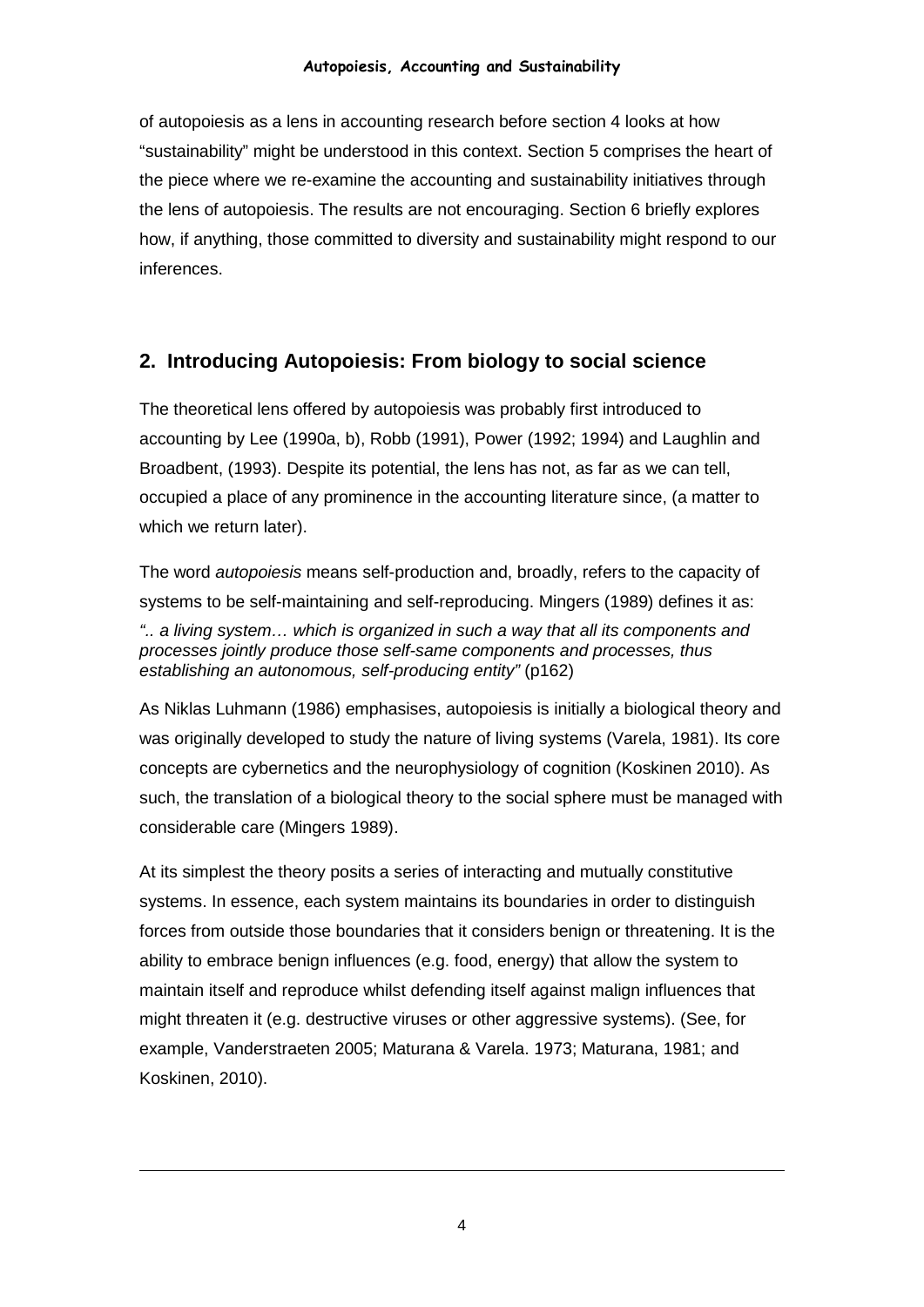of autopoiesis as a lens in accounting research before section 4 looks at how "sustainability" might be understood in this context. Section 5 comprises the heart of the piece where we re-examine the accounting and sustainability initiatives through the lens of autopoiesis. The results are not encouraging. Section 6 briefly explores how, if anything, those committed to diversity and sustainability might respond to our inferences.

## 2. Introducing Autopoiesis: From biology to social science

The theoretical lens offered by autopoiesis was probably first introduced to accounting by Lee (1990a, b), Robb (1991), Power (1992; 1994) and Laughlin and Broadbent, (1993). Despite its potential, the lens has not, as far as we can tell, occupied a place of any prominence in the accounting literature since, (a matter to which we return later).

The word *autopoiesis* means self-production and, broadly, refers to the capacity of systems to be self-maintaining and self-reproducing. Mingers (1989) defines it as:

*".. a living system… which is organized in such a way that all its components and processes jointly produce those self-same components and processes, thus establishing an autonomous, self-producing entity"* (p162)

As Niklas Luhmann (1986) emphasises, autopoiesis is initially a biological theory and was originally developed to study the nature of living systems (Varela, 1981). Its core concepts are cybernetics and the neurophysiology of cognition (Koskinen 2010). As such, the translation of a biological theory to the social sphere must be managed with considerable care (Mingers 1989).

At its simplest the theory posits a series of interacting and mutually constitutive systems. In essence, each system maintains its boundaries in order to distinguish forces from outside those boundaries that it considers benign or threatening. It is the ability to embrace benign influences (e.g. food, energy) that allow the system to maintain itself and reproduce whilst defending itself against malign influences that might threaten it (e.g. destructive viruses or other aggressive systems). (See, for example, Vanderstraeten 2005; Maturana & Varela. 1973; Maturana, 1981; and Koskinen, 2010).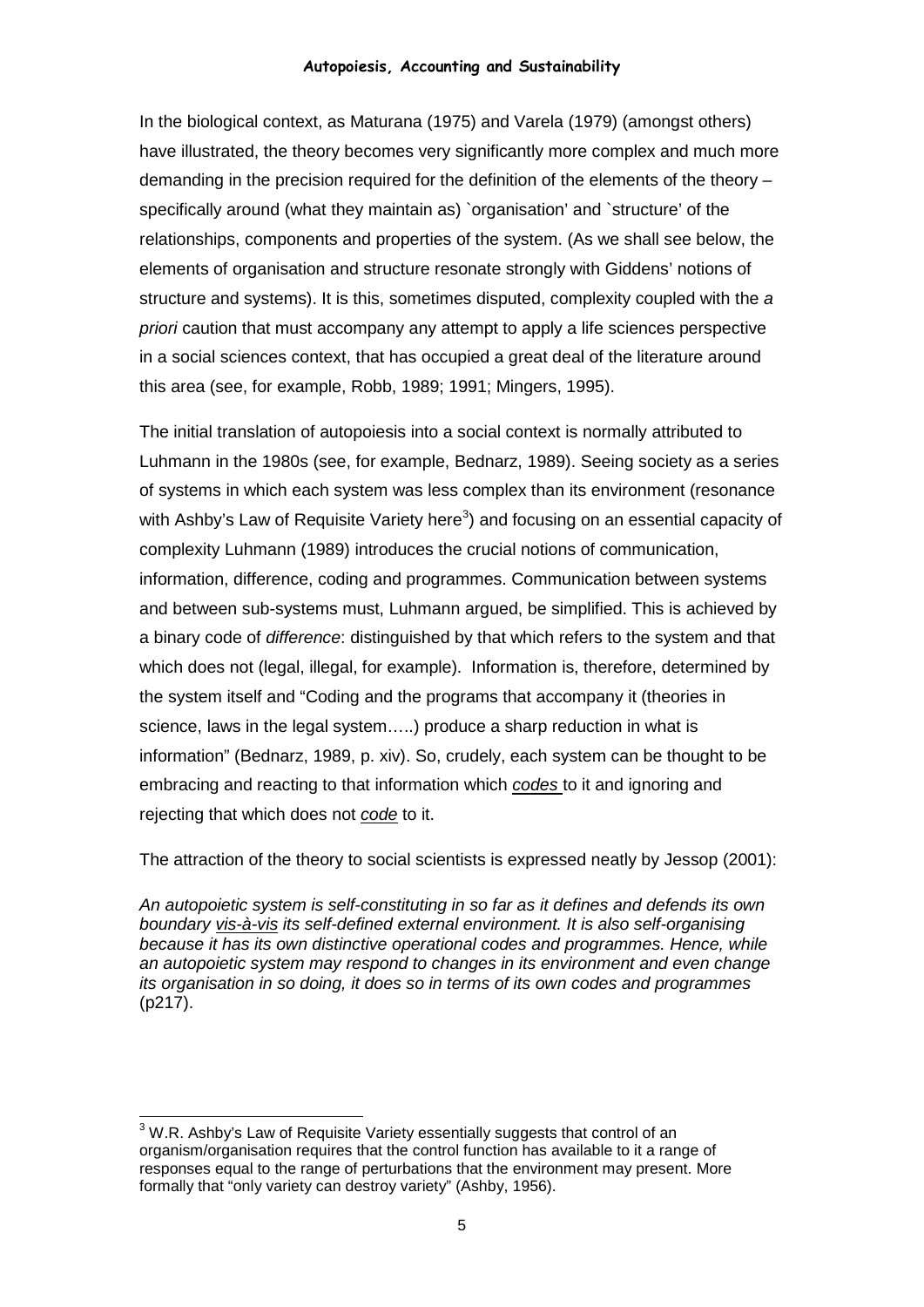In the biological context, as Maturana (1975) and Varela (1979) (amongst others) have illustrated, the theory becomes very significantly more complex and much more demanding in the precision required for the definition of the elements of the theory – specifically around (what they maintain as) `organisation' and `structure' of the relationships, components and properties of the system. (As we shall see below, the elements of organisation and structure resonate strongly with Giddens' notions of structure and systems). It is this, sometimes disputed, complexity coupled with the *a priori* caution that must accompany any attempt to apply a life sciences perspective in a social sciences context, that has occupied a great deal of the literature around this area (see, for example, Robb, 1989; 1991; Mingers, 1995).

The initial translation of autopoiesis into a social context is normally attributed to Luhmann in the 1980s (see, for example, Bednarz, 1989). Seeing society as a series of systems in which each system was less complex than its environment (resonance with Ashby's Law of Requisite Variety here[3]) and focusing on an essential capacity of complexity Luhmann (1989) introduces the crucial notions of communication, information, difference, coding and programmes. Communication between systems and between sub-systems must, Luhmann argued, be simplified. This is achieved by a binary code of *difference*: distinguished by that which refers to the system and that which does not (legal, illegal, for example). Information is, therefore, determined by the system itself and "Coding and the programs that accompany it (theories in science, laws in the legal system…..) produce a sharp reduction in what is information" (Bednarz, 1989, p. xiv). So, crudely, each system can be thought to be embracing and reacting to that information which *codes* to it and ignoring and rejecting that which does not *code* to it.

The attraction of the theory to social scientists is expressed neatly by Jessop (2001):

*An autopoietic system is self-constituting in so far as it defines and defends its own boundary vis-à-vis its self-defined external environment. It is also self-organising because it has its own distinctive operational codes and programmes. Hence, while an autopoietic system may respond to changes in its environment and even change its organisation in so doing, it does so in terms of its own codes and programmes* (p217).

[3] W.R. Ashby's Law of Requisite Variety essentially suggests that control of an organism/organisation requires that the control function has available to it a range of responses equal to the range of perturbations that the environment may present. More formally that "only variety can destroy variety" (Ashby, 1956).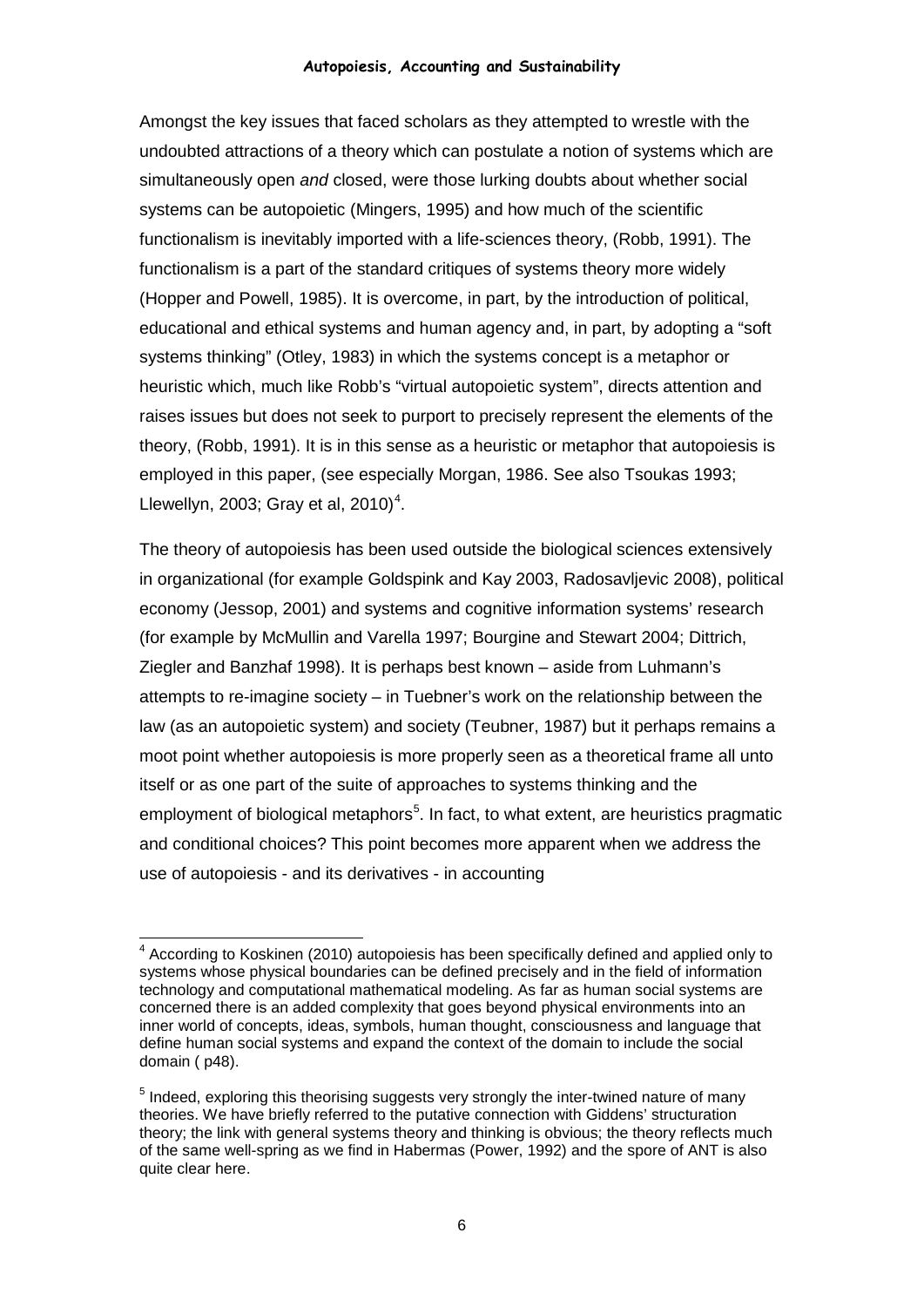Amongst the key issues that faced scholars as they attempted to wrestle with the undoubted attractions of a theory which can postulate a notion of systems which are simultaneously open *and* closed, were those lurking doubts about whether social systems can be autopoietic (Mingers, 1995) and how much of the scientific functionalism is inevitably imported with a life-sciences theory, (Robb, 1991). The functionalism is a part of the standard critiques of systems theory more widely (Hopper and Powell, 1985). It is overcome, in part, by the introduction of political, educational and ethical systems and human agency and, in part, by adopting a "soft systems thinking" (Otley, 1983) in which the systems concept is a metaphor or heuristic which, much like Robb's "virtual autopoietic system", directs attention and raises issues but does not seek to purport to precisely represent the elements of the theory, (Robb, 1991). It is in this sense as a heuristic or metaphor that autopoiesis is employed in this paper, (see especially Morgan, 1986. See also Tsoukas 1993; Llewellyn, 2003; Gray et al, 2010)[4].

The theory of autopoiesis has been used outside the biological sciences extensively in organizational (for example Goldspink and Kay 2003, Radosavljevic 2008), political economy (Jessop, 2001) and systems and cognitive information systems' research (for example by McMullin and Varella 1997; Bourgine and Stewart 2004; Dittrich, Ziegler and Banzhaf 1998). It is perhaps best known – aside from Luhmann's attempts to re-imagine society – in Tuebner's work on the relationship between the law (as an autopoietic system) and society (Teubner, 1987) but it perhaps remains a moot point whether autopoiesis is more properly seen as a theoretical frame all unto itself or as one part of the suite of approaches to systems thinking and the employment of biological metaphors[5]. In fact, to what extent, are heuristics pragmatic and conditional choices? This point becomes more apparent when we address the use of autopoiesis - and its derivatives - in accounting

---

[4] According to Koskinen (2010) autopoiesis has been specifically defined and applied only to systems whose physical boundaries can be defined precisely and in the field of information technology and computational mathematical modeling. As far as human social systems are concerned there is an added complexity that goes beyond physical environments into an inner world of concepts, ideas, symbols, human thought, consciousness and language that define human social systems and expand the context of the domain to include the social domain ( p48).

[5] Indeed, exploring this theorising suggests very strongly the inter-twined nature of many theories. We have briefly referred to the putative connection with Giddens' structuration theory; the link with general systems theory and thinking is obvious; the theory reflects much of the same well-spring as we find in Habermas (Power, 1992) and the spore of ANT is also quite clear here.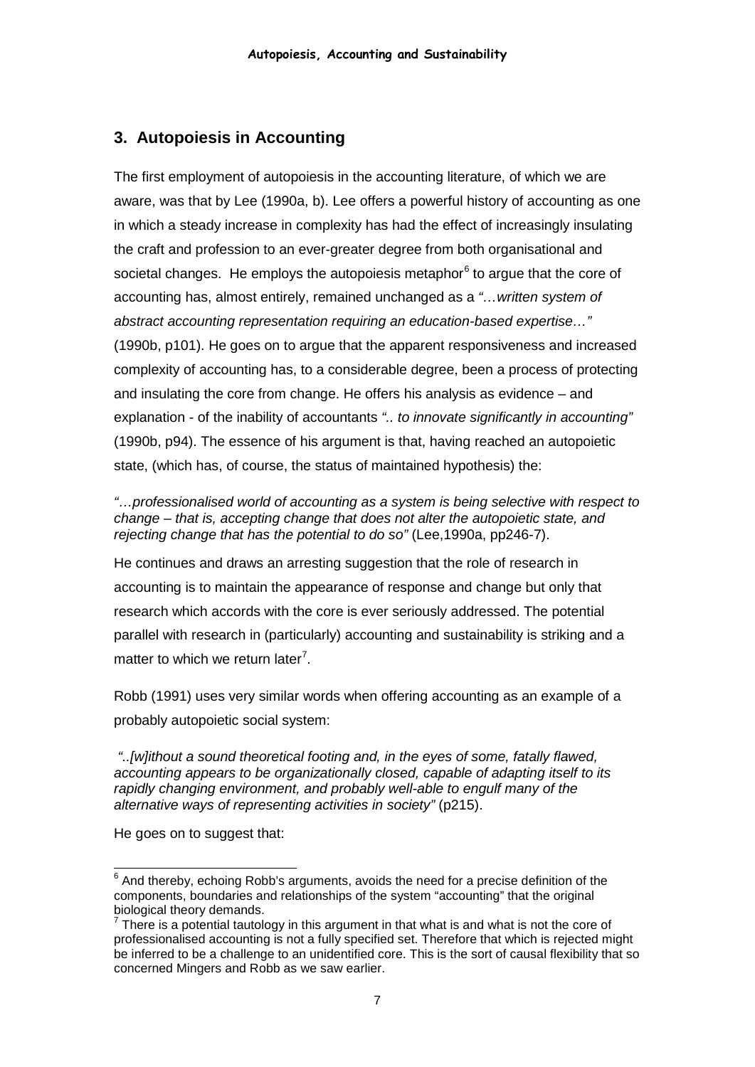## 3. Autopoiesis in Accounting

The first employment of autopoiesis in the accounting literature, of which we are aware, was that by Lee (1990a, b). Lee offers a powerful history of accounting as one in which a steady increase in complexity has had the effect of increasingly insulating the craft and profession to an ever-greater degree from both organisational and societal changes. He employs the autopoiesis metaphor[6] to argue that the core of accounting has, almost entirely, remained unchanged as a *"…written system of abstract accounting representation requiring an education-based expertise…"* (1990b, p101). He goes on to argue that the apparent responsiveness and increased complexity of accounting has, to a considerable degree, been a process of protecting and insulating the core from change. He offers his analysis as evidence – and explanation - of the inability of accountants *".. to innovate significantly in accounting"* (1990b, p94). The essence of his argument is that, having reached an autopoietic state, (which has, of course, the status of maintained hypothesis) the:

*"…professionalised world of accounting as a system is being selective with respect to change – that is, accepting change that does not alter the autopoietic state, and rejecting change that has the potential to do so"* (Lee,1990a, pp246-7).

He continues and draws an arresting suggestion that the role of research in accounting is to maintain the appearance of response and change but only that research which accords with the core is ever seriously addressed. The potential parallel with research in (particularly) accounting and sustainability is striking and a matter to which we return later[7].

Robb (1991) uses very similar words when offering accounting as an example of a probably autopoietic social system:

*"..[w]ithout a sound theoretical footing and, in the eyes of some, fatally flawed, accounting appears to be organizationally closed, capable of adapting itself to its rapidly changing environment, and probably well-able to engulf many of the alternative ways of representing activities in society"* (p215).

He goes on to suggest that:

---

[6] And thereby, echoing Robb's arguments, avoids the need for a precise definition of the components, boundaries and relationships of the system "accounting" that the original biological theory demands.

[7] There is a potential tautology in this argument in that what is and what is not the core of professionalised accounting is not a fully specified set. Therefore that which is rejected might be inferred to be a challenge to an unidentified core. This is the sort of causal flexibility that so concerned Mingers and Robb as we saw earlier.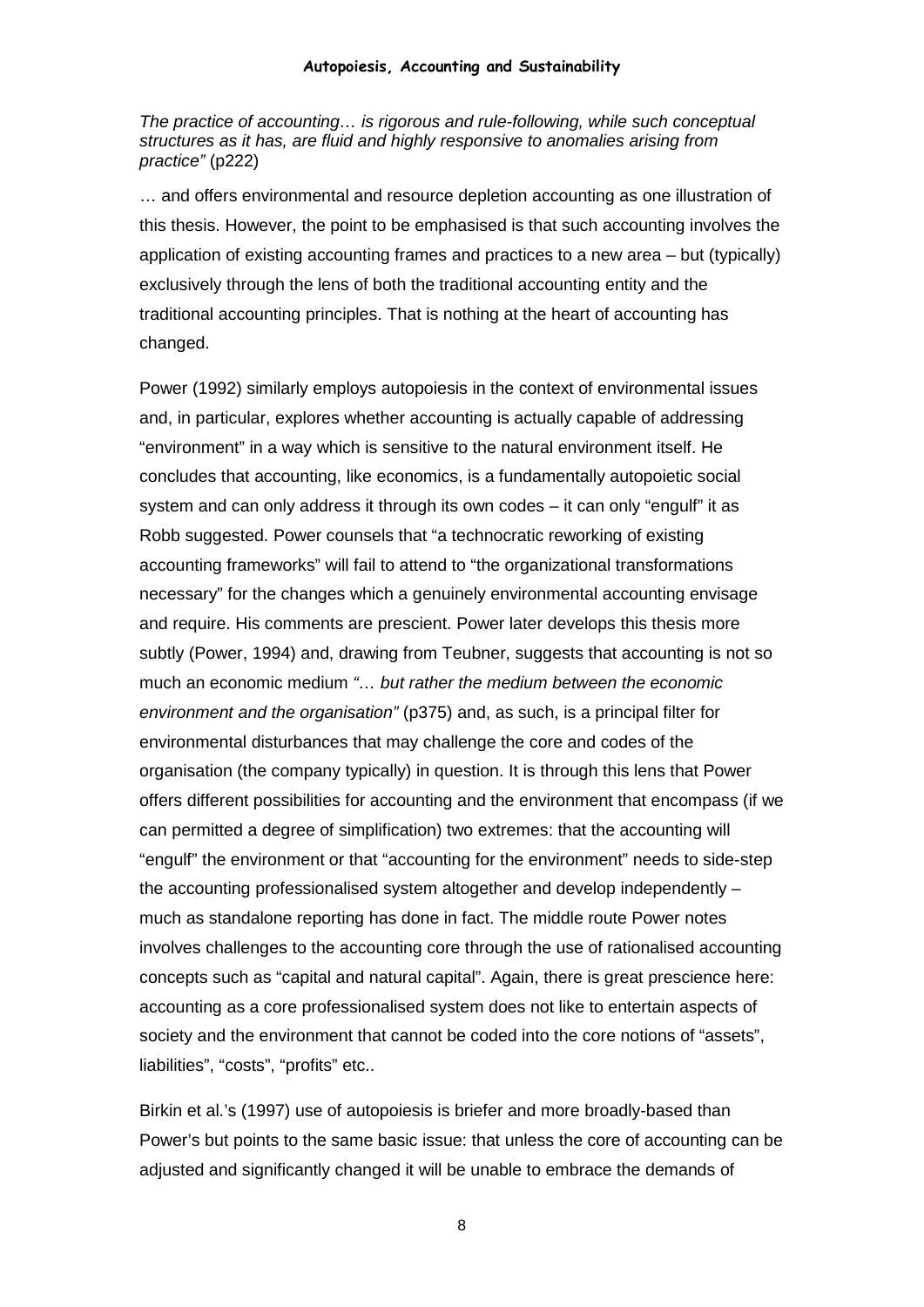*The practice of accounting… is rigorous and rule-following, while such conceptual structures as it has, are fluid and highly responsive to anomalies arising from practice"* (p222)

… and offers environmental and resource depletion accounting as one illustration of this thesis. However, the point to be emphasised is that such accounting involves the application of existing accounting frames and practices to a new area – but (typically) exclusively through the lens of both the traditional accounting entity and the traditional accounting principles. That is nothing at the heart of accounting has changed.

Power (1992) similarly employs autopoiesis in the context of environmental issues and, in particular, explores whether accounting is actually capable of addressing "environment" in a way which is sensitive to the natural environment itself. He concludes that accounting, like economics, is a fundamentally autopoietic social system and can only address it through its own codes – it can only "engulf" it as Robb suggested. Power counsels that "a technocratic reworking of existing accounting frameworks" will fail to attend to "the organizational transformations necessary" for the changes which a genuinely environmental accounting envisage and require. His comments are prescient. Power later develops this thesis more subtly (Power, 1994) and, drawing from Teubner, suggests that accounting is not so much an economic medium *"… but rather the medium between the economic environment and the organisation"* (p375) and, as such, is a principal filter for environmental disturbances that may challenge the core and codes of the organisation (the company typically) in question. It is through this lens that Power offers different possibilities for accounting and the environment that encompass (if we can permitted a degree of simplification) two extremes: that the accounting will "engulf" the environment or that "accounting for the environment" needs to side-step the accounting professionalised system altogether and develop independently – much as standalone reporting has done in fact. The middle route Power notes involves challenges to the accounting core through the use of rationalised accounting concepts such as "capital and natural capital". Again, there is great prescience here: accounting as a core professionalised system does not like to entertain aspects of society and the environment that cannot be coded into the core notions of "assets", liabilities", "costs", "profits" etc..

Birkin et al.'s (1997) use of autopoiesis is briefer and more broadly-based than Power's but points to the same basic issue: that unless the core of accounting can be adjusted and significantly changed it will be unable to embrace the demands of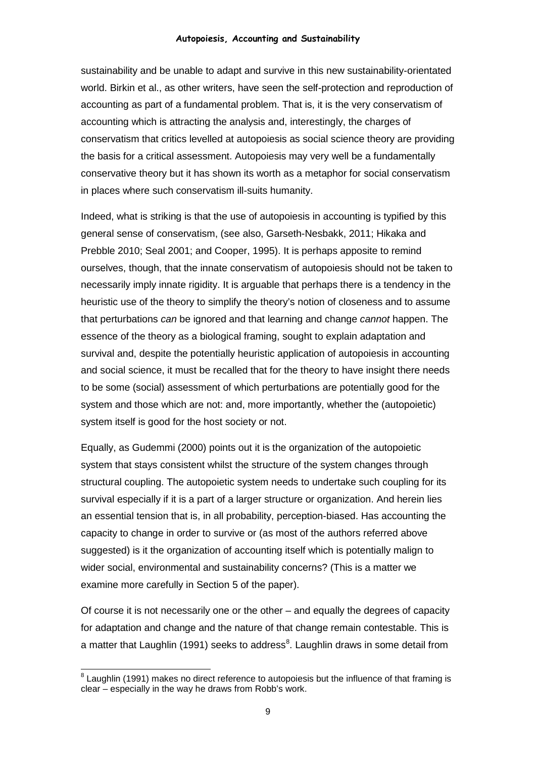sustainability and be unable to adapt and survive in this new sustainability-orientated world. Birkin et al., as other writers, have seen the self-protection and reproduction of accounting as part of a fundamental problem. That is, it is the very conservatism of accounting which is attracting the analysis and, interestingly, the charges of conservatism that critics levelled at autopoiesis as social science theory are providing the basis for a critical assessment. Autopoiesis may very well be a fundamentally conservative theory but it has shown its worth as a metaphor for social conservatism in places where such conservatism ill-suits humanity.

Indeed, what is striking is that the use of autopoiesis in accounting is typified by this general sense of conservatism, (see also, Garseth-Nesbakk, 2011; Hikaka and Prebble 2010; Seal 2001; and Cooper, 1995). It is perhaps apposite to remind ourselves, though, that the innate conservatism of autopoiesis should not be taken to necessarily imply innate rigidity. It is arguable that perhaps there is a tendency in the heuristic use of the theory to simplify the theory's notion of closeness and to assume that perturbations *can* be ignored and that learning and change *cannot* happen. The essence of the theory as a biological framing, sought to explain adaptation and survival and, despite the potentially heuristic application of autopoiesis in accounting and social science, it must be recalled that for the theory to have insight there needs to be some (social) assessment of which perturbations are potentially good for the system and those which are not: and, more importantly, whether the (autopoietic) system itself is good for the host society or not.

Equally, as Gudemmi (2000) points out it is the organization of the autopoietic system that stays consistent whilst the structure of the system changes through structural coupling. The autopoietic system needs to undertake such coupling for its survival especially if it is a part of a larger structure or organization. And herein lies an essential tension that is, in all probability, perception-biased. Has accounting the capacity to change in order to survive or (as most of the authors referred above suggested) is it the organization of accounting itself which is potentially malign to wider social, environmental and sustainability concerns? (This is a matter we examine more carefully in Section 5 of the paper).

Of course it is not necessarily one or the other – and equally the degrees of capacity for adaptation and change and the nature of that change remain contestable. This is a matter that Laughlin (1991) seeks to address[8]. Laughlin draws in some detail from

---

[8] Laughlin (1991) makes no direct reference to autopoiesis but the influence of that framing is clear – especially in the way he draws from Robb's work.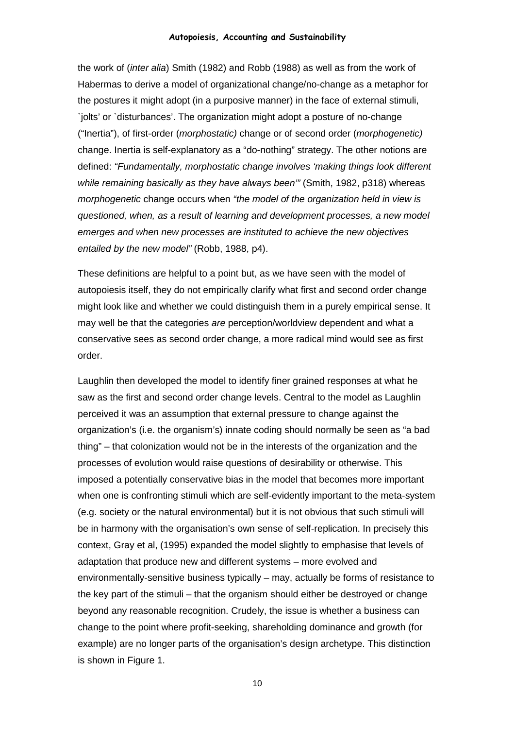the work of (*inter alia*) Smith (1982) and Robb (1988) as well as from the work of Habermas to derive a model of organizational change/no-change as a metaphor for the postures it might adopt (in a purposive manner) in the face of external stimuli, `jolts' or `disturbances'. The organization might adopt a posture of no-change ("Inertia"), of first-order (*morphostatic)* change or of second order (*morphogenetic)* change. Inertia is self-explanatory as a "do-nothing" strategy. The other notions are defined: *"Fundamentally, morphostatic change involves 'making things look different while remaining basically as they have always been'"* (Smith, 1982, p318) whereas *morphogenetic* change occurs when *"the model of the organization held in view is questioned, when, as a result of learning and development processes, a new model emerges and when new processes are instituted to achieve the new objectives entailed by the new model"* (Robb, 1988, p4).

These definitions are helpful to a point but, as we have seen with the model of autopoiesis itself, they do not empirically clarify what first and second order change might look like and whether we could distinguish them in a purely empirical sense. It may well be that the categories *are* perception/worldview dependent and what a conservative sees as second order change, a more radical mind would see as first order.

Laughlin then developed the model to identify finer grained responses at what he saw as the first and second order change levels. Central to the model as Laughlin perceived it was an assumption that external pressure to change against the organization's (i.e. the organism's) innate coding should normally be seen as "a bad thing" – that colonization would not be in the interests of the organization and the processes of evolution would raise questions of desirability or otherwise. This imposed a potentially conservative bias in the model that becomes more important when one is confronting stimuli which are self-evidently important to the meta-system (e.g. society or the natural environmental) but it is not obvious that such stimuli will be in harmony with the organisation's own sense of self-replication. In precisely this context, Gray et al, (1995) expanded the model slightly to emphasise that levels of adaptation that produce new and different systems – more evolved and environmentally-sensitive business typically – may, actually be forms of resistance to the key part of the stimuli – that the organism should either be destroyed or change beyond any reasonable recognition. Crudely, the issue is whether a business can change to the point where profit-seeking, shareholding dominance and growth (for example) are no longer parts of the organisation's design archetype. This distinction is shown in Figure 1.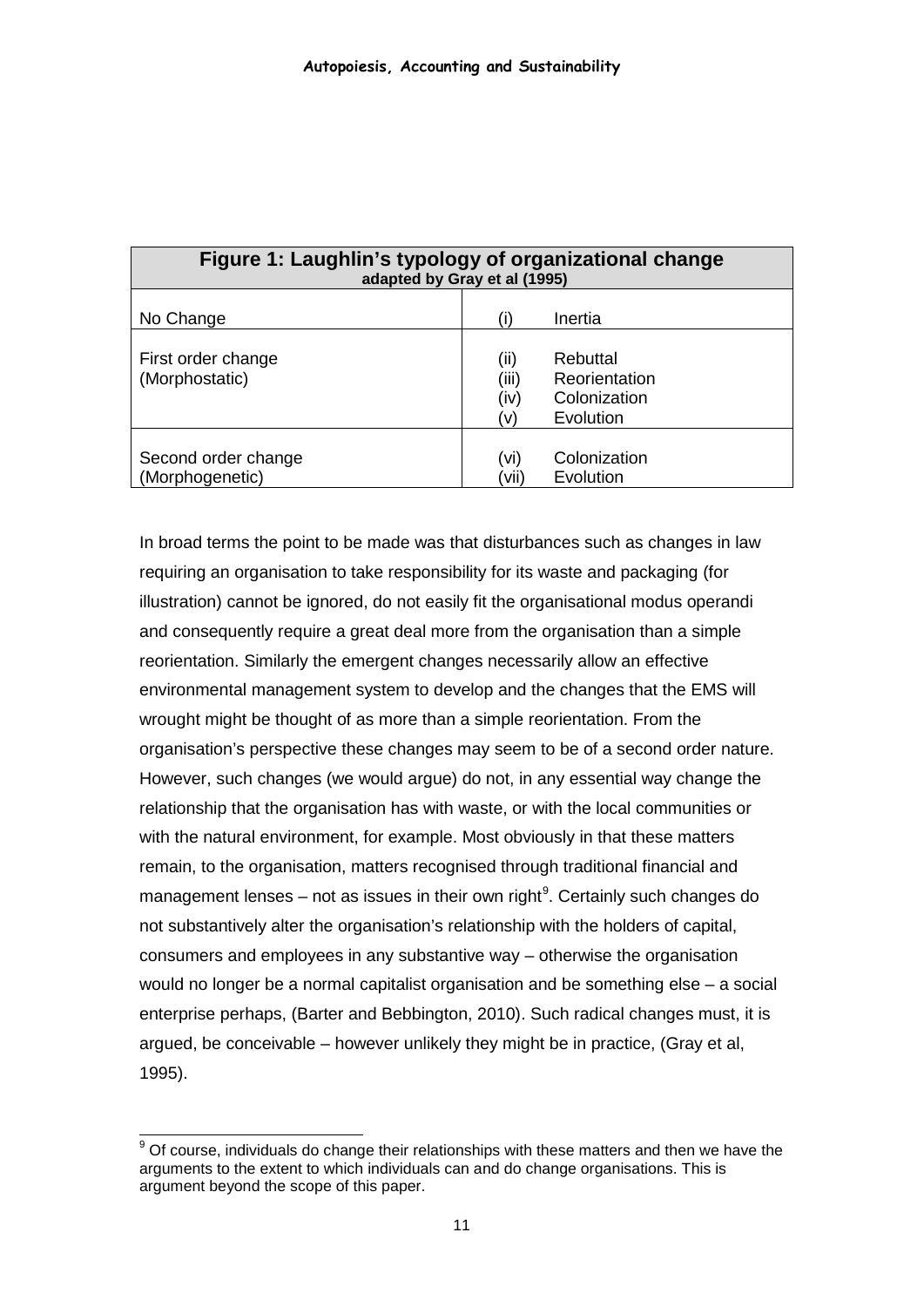**Figure 1: Laughlin's typology of organizational change**
adapted by Gray et al (1995)

| | |
|---|---|
| No Change | (i) Inertia |
| First order change (Morphostatic) | (ii) Rebuttal<br>(iii) Reorientation<br>(iv) Colonization<br>(v) Evolution |
| Second order change (Morphogenetic) | (vi) Colonization<br>(vii) Evolution |

In broad terms the point to be made was that disturbances such as changes in law requiring an organisation to take responsibility for its waste and packaging (for illustration) cannot be ignored, do not easily fit the organisational modus operandi and consequently require a great deal more from the organisation than a simple reorientation. Similarly the emergent changes necessarily allow an effective environmental management system to develop and the changes that the EMS will wrought might be thought of as more than a simple reorientation. From the organisation's perspective these changes may seem to be of a second order nature. However, such changes (we would argue) do not, in any essential way change the relationship that the organisation has with waste, or with the local communities or with the natural environment, for example. Most obviously in that these matters remain, to the organisation, matters recognised through traditional financial and management lenses – not as issues in their own right[9]. Certainly such changes do not substantively alter the organisation's relationship with the holders of capital, consumers and employees in any substantive way – otherwise the organisation would no longer be a normal capitalist organisation and be something else – a social enterprise perhaps, (Barter and Bebbington, 2010). Such radical changes must, it is argued, be conceivable – however unlikely they might be in practice, (Gray et al, 1995).

---

[9] Of course, individuals do change their relationships with these matters and then we have the arguments to the extent to which individuals can and do change organisations. This is argument beyond the scope of this paper.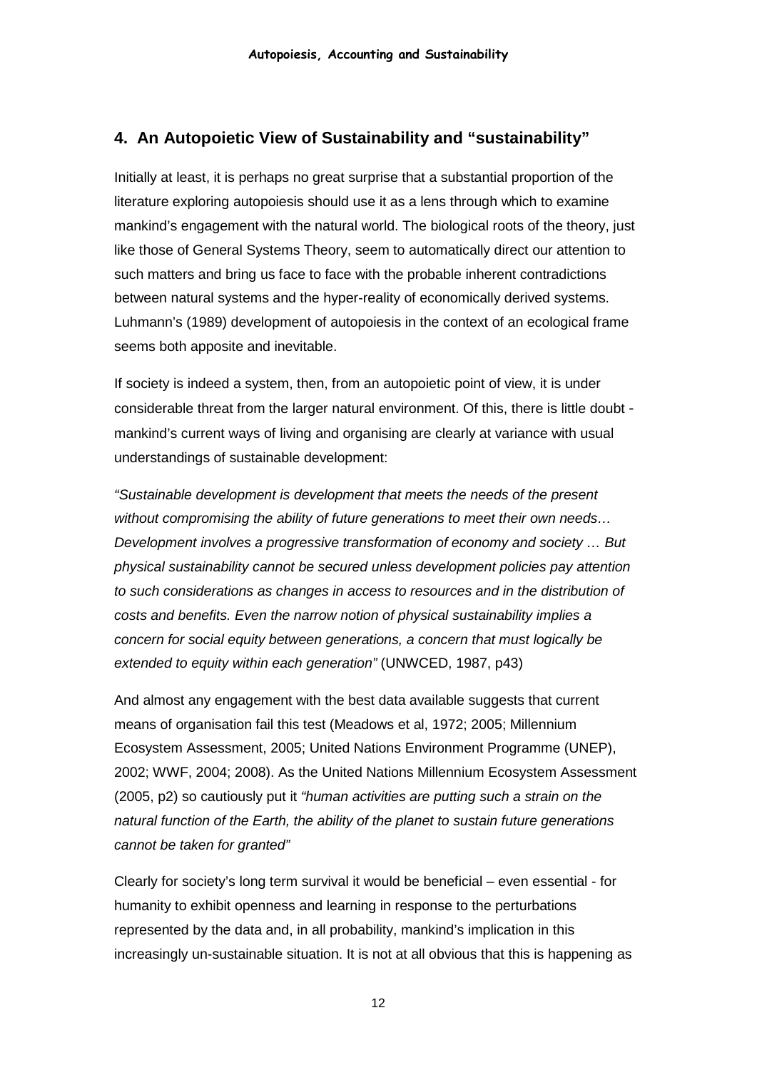## 4. An Autopoietic View of Sustainability and "sustainability"

Initially at least, it is perhaps no great surprise that a substantial proportion of the literature exploring autopoiesis should use it as a lens through which to examine mankind's engagement with the natural world. The biological roots of the theory, just like those of General Systems Theory, seem to automatically direct our attention to such matters and bring us face to face with the probable inherent contradictions between natural systems and the hyper-reality of economically derived systems. Luhmann's (1989) development of autopoiesis in the context of an ecological frame seems both apposite and inevitable.

If society is indeed a system, then, from an autopoietic point of view, it is under considerable threat from the larger natural environment. Of this, there is little doubt - mankind's current ways of living and organising are clearly at variance with usual understandings of sustainable development:

*"Sustainable development is development that meets the needs of the present without compromising the ability of future generations to meet their own needs… Development involves a progressive transformation of economy and society … But physical sustainability cannot be secured unless development policies pay attention to such considerations as changes in access to resources and in the distribution of costs and benefits. Even the narrow notion of physical sustainability implies a concern for social equity between generations, a concern that must logically be extended to equity within each generation"* (UNWCED, 1987, p43)

And almost any engagement with the best data available suggests that current means of organisation fail this test (Meadows et al, 1972; 2005; Millennium Ecosystem Assessment, 2005; United Nations Environment Programme (UNEP), 2002; WWF, 2004; 2008). As the United Nations Millennium Ecosystem Assessment (2005, p2) so cautiously put it *"human activities are putting such a strain on the natural function of the Earth, the ability of the planet to sustain future generations cannot be taken for granted"*

Clearly for society's long term survival it would be beneficial – even essential - for humanity to exhibit openness and learning in response to the perturbations represented by the data and, in all probability, mankind's implication in this increasingly un-sustainable situation. It is not at all obvious that this is happening as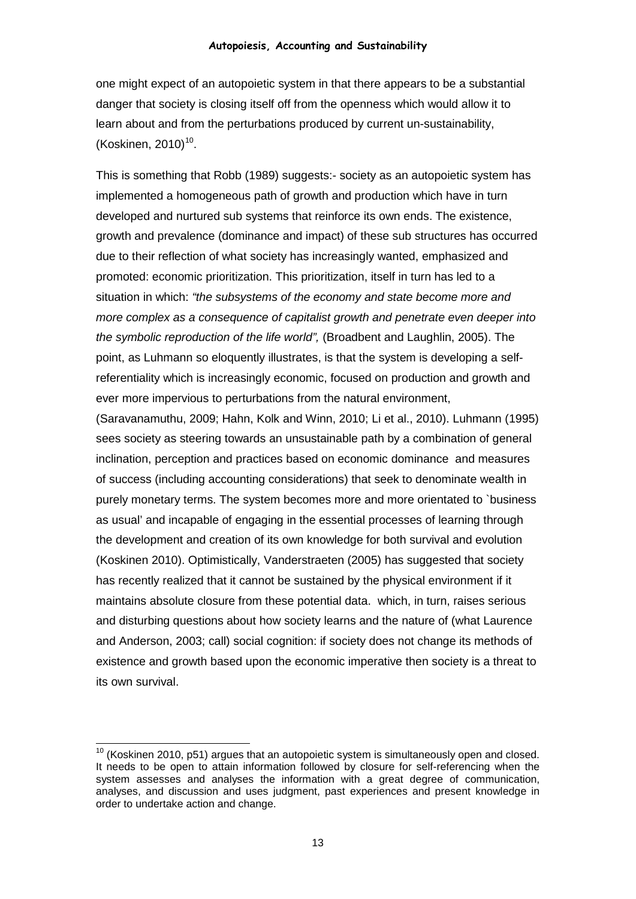one might expect of an autopoietic system in that there appears to be a substantial danger that society is closing itself off from the openness which would allow it to learn about and from the perturbations produced by current un-sustainability, (Koskinen, 2010)[10].

This is something that Robb (1989) suggests:- society as an autopoietic system has implemented a homogeneous path of growth and production which have in turn developed and nurtured sub systems that reinforce its own ends. The existence, growth and prevalence (dominance and impact) of these sub structures has occurred due to their reflection of what society has increasingly wanted, emphasized and promoted: economic prioritization. This prioritization, itself in turn has led to a situation in which: *"the subsystems of the economy and state become more and more complex as a consequence of capitalist growth and penetrate even deeper into the symbolic reproduction of the life world",* (Broadbent and Laughlin, 2005). The point, as Luhmann so eloquently illustrates, is that the system is developing a self-referentiality which is increasingly economic, focused on production and growth and ever more impervious to perturbations from the natural environment, (Saravanamuthu, 2009; Hahn, Kolk and Winn, 2010; Li et al., 2010). Luhmann (1995) sees society as steering towards an unsustainable path by a combination of general inclination, perception and practices based on economic dominance and measures of success (including accounting considerations) that seek to denominate wealth in purely monetary terms. The system becomes more and more orientated to `business as usual' and incapable of engaging in the essential processes of learning through the development and creation of its own knowledge for both survival and evolution (Koskinen 2010). Optimistically, Vanderstraeten (2005) has suggested that society has recently realized that it cannot be sustained by the physical environment if it maintains absolute closure from these potential data. which, in turn, raises serious and disturbing questions about how society learns and the nature of (what Laurence and Anderson, 2003; call) social cognition: if society does not change its methods of existence and growth based upon the economic imperative then society is a threat to its own survival.

[10] (Koskinen 2010, p51) argues that an autopoietic system is simultaneously open and closed. It needs to be open to attain information followed by closure for self-referencing when the system assesses and analyses the information with a great degree of communication, analyses, and discussion and uses judgment, past experiences and present knowledge in order to undertake action and change.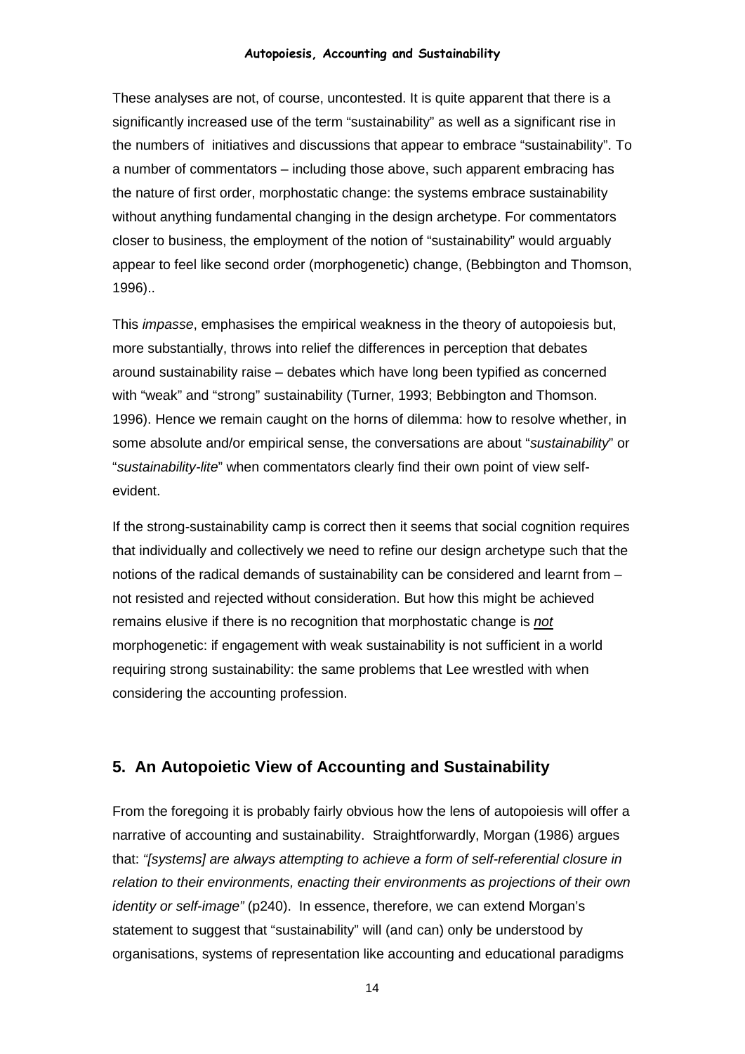These analyses are not, of course, uncontested. It is quite apparent that there is a significantly increased use of the term "sustainability" as well as a significant rise in the numbers of initiatives and discussions that appear to embrace "sustainability". To a number of commentators – including those above, such apparent embracing has the nature of first order, morphostatic change: the systems embrace sustainability without anything fundamental changing in the design archetype. For commentators closer to business, the employment of the notion of "sustainability" would arguably appear to feel like second order (morphogenetic) change, (Bebbington and Thomson, 1996)..

This *impasse*, emphasises the empirical weakness in the theory of autopoiesis but, more substantially, throws into relief the differences in perception that debates around sustainability raise – debates which have long been typified as concerned with "weak" and "strong" sustainability (Turner, 1993; Bebbington and Thomson. 1996). Hence we remain caught on the horns of dilemma: how to resolve whether, in some absolute and/or empirical sense, the conversations are about "*sustainability*" or "*sustainability-lite*" when commentators clearly find their own point of view self-evident.

If the strong-sustainability camp is correct then it seems that social cognition requires that individually and collectively we need to refine our design archetype such that the notions of the radical demands of sustainability can be considered and learnt from – not resisted and rejected without consideration. But how this might be achieved remains elusive if there is no recognition that morphostatic change is ***not*** morphogenetic: if engagement with weak sustainability is not sufficient in a world requiring strong sustainability: the same problems that Lee wrestled with when considering the accounting profession.

## 5. An Autopoietic View of Accounting and Sustainability

From the foregoing it is probably fairly obvious how the lens of autopoiesis will offer a narrative of accounting and sustainability. Straightforwardly, Morgan (1986) argues that: *"[systems] are always attempting to achieve a form of self-referential closure in relation to their environments, enacting their environments as projections of their own identity or self-image"* (p240). In essence, therefore, we can extend Morgan's statement to suggest that "sustainability" will (and can) only be understood by organisations, systems of representation like accounting and educational paradigms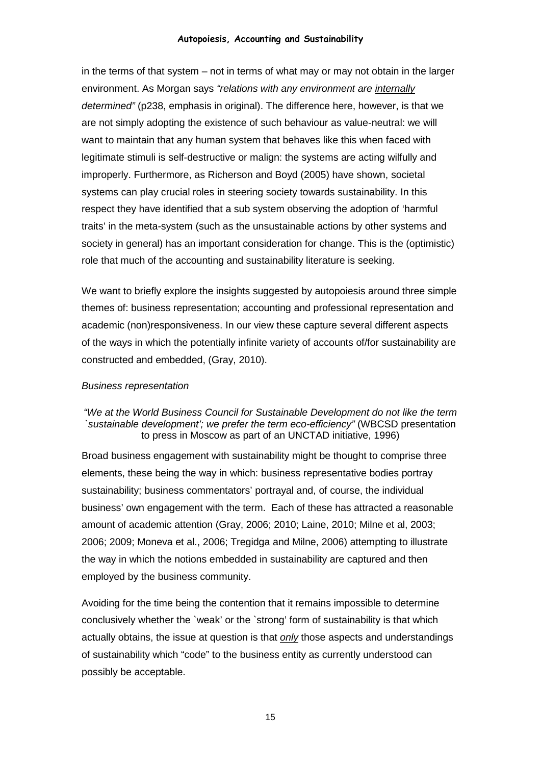in the terms of that system – not in terms of what may or may not obtain in the larger environment. As Morgan says *"relations with any environment are internally determined"* (p238, emphasis in original). The difference here, however, is that we are not simply adopting the existence of such behaviour as value-neutral: we will want to maintain that any human system that behaves like this when faced with legitimate stimuli is self-destructive or malign: the systems are acting wilfully and improperly. Furthermore, as Richerson and Boyd (2005) have shown, societal systems can play crucial roles in steering society towards sustainability. In this respect they have identified that a sub system observing the adoption of 'harmful traits' in the meta-system (such as the unsustainable actions by other systems and society in general) has an important consideration for change. This is the (optimistic) role that much of the accounting and sustainability literature is seeking.

We want to briefly explore the insights suggested by autopoiesis around three simple themes of: business representation; accounting and professional representation and academic (non)responsiveness. In our view these capture several different aspects of the ways in which the potentially infinite variety of accounts of/for sustainability are constructed and embedded, (Gray, 2010).

*Business representation*

> *"We at the World Business Council for Sustainable Development do not like the term `sustainable development'; we prefer the term eco-efficiency"* (WBCSD presentation to press in Moscow as part of an UNCTAD initiative, 1996)

Broad business engagement with sustainability might be thought to comprise three elements, these being the way in which: business representative bodies portray sustainability; business commentators' portrayal and, of course, the individual business' own engagement with the term. Each of these has attracted a reasonable amount of academic attention (Gray, 2006; 2010; Laine, 2010; Milne et al, 2003; 2006; 2009; Moneva et al., 2006; Tregidga and Milne, 2006) attempting to illustrate the way in which the notions embedded in sustainability are captured and then employed by the business community.

Avoiding for the time being the contention that it remains impossible to determine conclusively whether the `weak' or the `strong' form of sustainability is that which actually obtains, the issue at question is that *only* those aspects and understandings of sustainability which "code" to the business entity as currently understood can possibly be acceptable.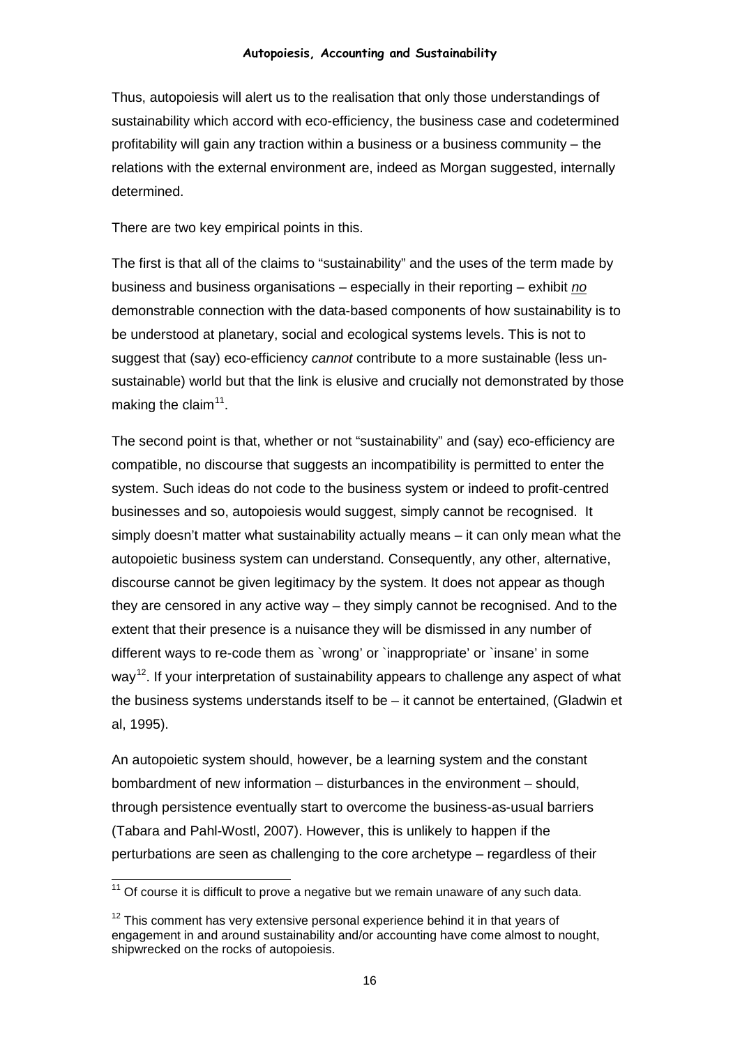Thus, autopoiesis will alert us to the realisation that only those understandings of sustainability which accord with eco-efficiency, the business case and codetermined profitability will gain any traction within a business or a business community – the relations with the external environment are, indeed as Morgan suggested, internally determined.

There are two key empirical points in this.

The first is that all of the claims to "sustainability" and the uses of the term made by business and business organisations – especially in their reporting – exhibit _no_ demonstrable connection with the data-based components of how sustainability is to be understood at planetary, social and ecological systems levels. This is not to suggest that (say) eco-efficiency *cannot* contribute to a more sustainable (less un-sustainable) world but that the link is elusive and crucially not demonstrated by those making the claim[11].

The second point is that, whether or not "sustainability" and (say) eco-efficiency are compatible, no discourse that suggests an incompatibility is permitted to enter the system. Such ideas do not code to the business system or indeed to profit-centred businesses and so, autopoiesis would suggest, simply cannot be recognised. It simply doesn't matter what sustainability actually means – it can only mean what the autopoietic business system can understand. Consequently, any other, alternative, discourse cannot be given legitimacy by the system. It does not appear as though they are censored in any active way – they simply cannot be recognised. And to the extent that their presence is a nuisance they will be dismissed in any number of different ways to re-code them as `wrong' or `inappropriate' or `insane' in some way[12]. If your interpretation of sustainability appears to challenge any aspect of what the business systems understands itself to be – it cannot be entertained, (Gladwin et al, 1995).

An autopoietic system should, however, be a learning system and the constant bombardment of new information – disturbances in the environment – should, through persistence eventually start to overcome the business-as-usual barriers (Tabara and Pahl-Wostl, 2007). However, this is unlikely to happen if the perturbations are seen as challenging to the core archetype – regardless of their

---

[11] Of course it is difficult to prove a negative but we remain unaware of any such data.

[12] This comment has very extensive personal experience behind it in that years of engagement in and around sustainability and/or accounting have come almost to nought, shipwrecked on the rocks of autopoiesis.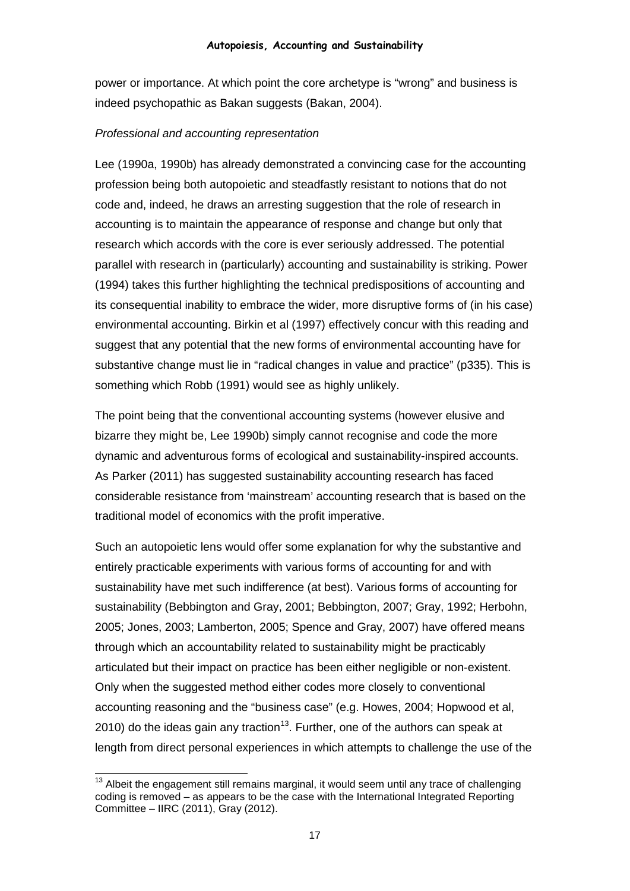power or importance. At which point the core archetype is "wrong" and business is indeed psychopathic as Bakan suggests (Bakan, 2004).

*Professional and accounting representation*

Lee (1990a, 1990b) has already demonstrated a convincing case for the accounting profession being both autopoietic and steadfastly resistant to notions that do not code and, indeed, he draws an arresting suggestion that the role of research in accounting is to maintain the appearance of response and change but only that research which accords with the core is ever seriously addressed. The potential parallel with research in (particularly) accounting and sustainability is striking. Power (1994) takes this further highlighting the technical predispositions of accounting and its consequential inability to embrace the wider, more disruptive forms of (in his case) environmental accounting. Birkin et al (1997) effectively concur with this reading and suggest that any potential that the new forms of environmental accounting have for substantive change must lie in "radical changes in value and practice" (p335). This is something which Robb (1991) would see as highly unlikely.

The point being that the conventional accounting systems (however elusive and bizarre they might be, Lee 1990b) simply cannot recognise and code the more dynamic and adventurous forms of ecological and sustainability-inspired accounts. As Parker (2011) has suggested sustainability accounting research has faced considerable resistance from 'mainstream' accounting research that is based on the traditional model of economics with the profit imperative.

Such an autopoietic lens would offer some explanation for why the substantive and entirely practicable experiments with various forms of accounting for and with sustainability have met such indifference (at best). Various forms of accounting for sustainability (Bebbington and Gray, 2001; Bebbington, 2007; Gray, 1992; Herbohn, 2005; Jones, 2003; Lamberton, 2005; Spence and Gray, 2007) have offered means through which an accountability related to sustainability might be practicably articulated but their impact on practice has been either negligible or non-existent. Only when the suggested method either codes more closely to conventional accounting reasoning and the "business case" (e.g. Howes, 2004; Hopwood et al, 2010) do the ideas gain any traction[13]. Further, one of the authors can speak at length from direct personal experiences in which attempts to challenge the use of the

[13] Albeit the engagement still remains marginal, it would seem until any trace of challenging coding is removed – as appears to be the case with the International Integrated Reporting Committee – IIRC (2011), Gray (2012).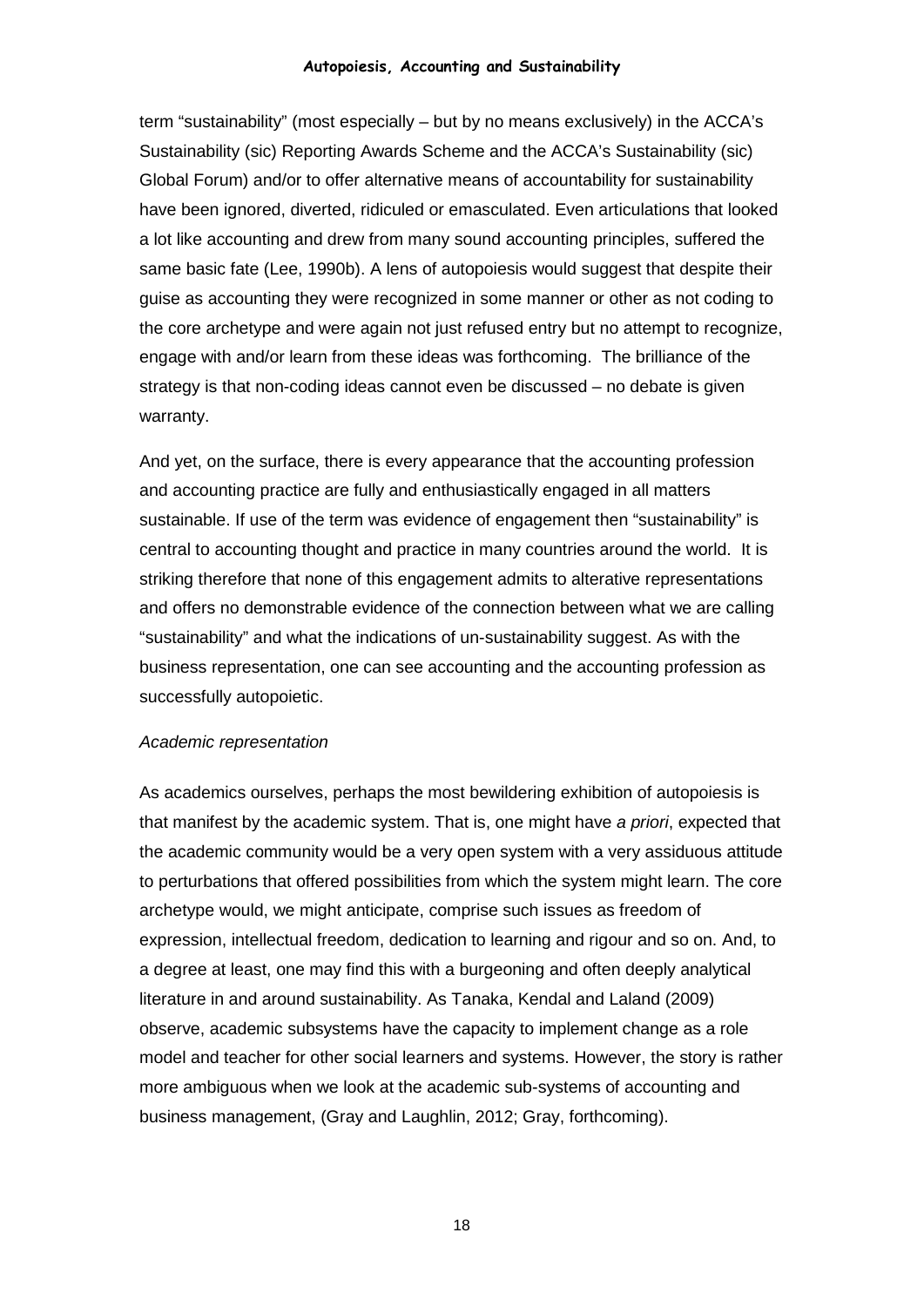term "sustainability" (most especially – but by no means exclusively) in the ACCA's Sustainability (sic) Reporting Awards Scheme and the ACCA's Sustainability (sic) Global Forum) and/or to offer alternative means of accountability for sustainability have been ignored, diverted, ridiculed or emasculated. Even articulations that looked a lot like accounting and drew from many sound accounting principles, suffered the same basic fate (Lee, 1990b). A lens of autopoiesis would suggest that despite their guise as accounting they were recognized in some manner or other as not coding to the core archetype and were again not just refused entry but no attempt to recognize, engage with and/or learn from these ideas was forthcoming. The brilliance of the strategy is that non-coding ideas cannot even be discussed – no debate is given warranty.

And yet, on the surface, there is every appearance that the accounting profession and accounting practice are fully and enthusiastically engaged in all matters sustainable. If use of the term was evidence of engagement then "sustainability" is central to accounting thought and practice in many countries around the world. It is striking therefore that none of this engagement admits to alterative representations and offers no demonstrable evidence of the connection between what we are calling "sustainability" and what the indications of un-sustainability suggest. As with the business representation, one can see accounting and the accounting profession as successfully autopoietic.

*Academic representation*

As academics ourselves, perhaps the most bewildering exhibition of autopoiesis is that manifest by the academic system. That is, one might have *a priori*, expected that the academic community would be a very open system with a very assiduous attitude to perturbations that offered possibilities from which the system might learn. The core archetype would, we might anticipate, comprise such issues as freedom of expression, intellectual freedom, dedication to learning and rigour and so on. And, to a degree at least, one may find this with a burgeoning and often deeply analytical literature in and around sustainability. As Tanaka, Kendal and Laland (2009) observe, academic subsystems have the capacity to implement change as a role model and teacher for other social learners and systems. However, the story is rather more ambiguous when we look at the academic sub-systems of accounting and business management, (Gray and Laughlin, 2012; Gray, forthcoming).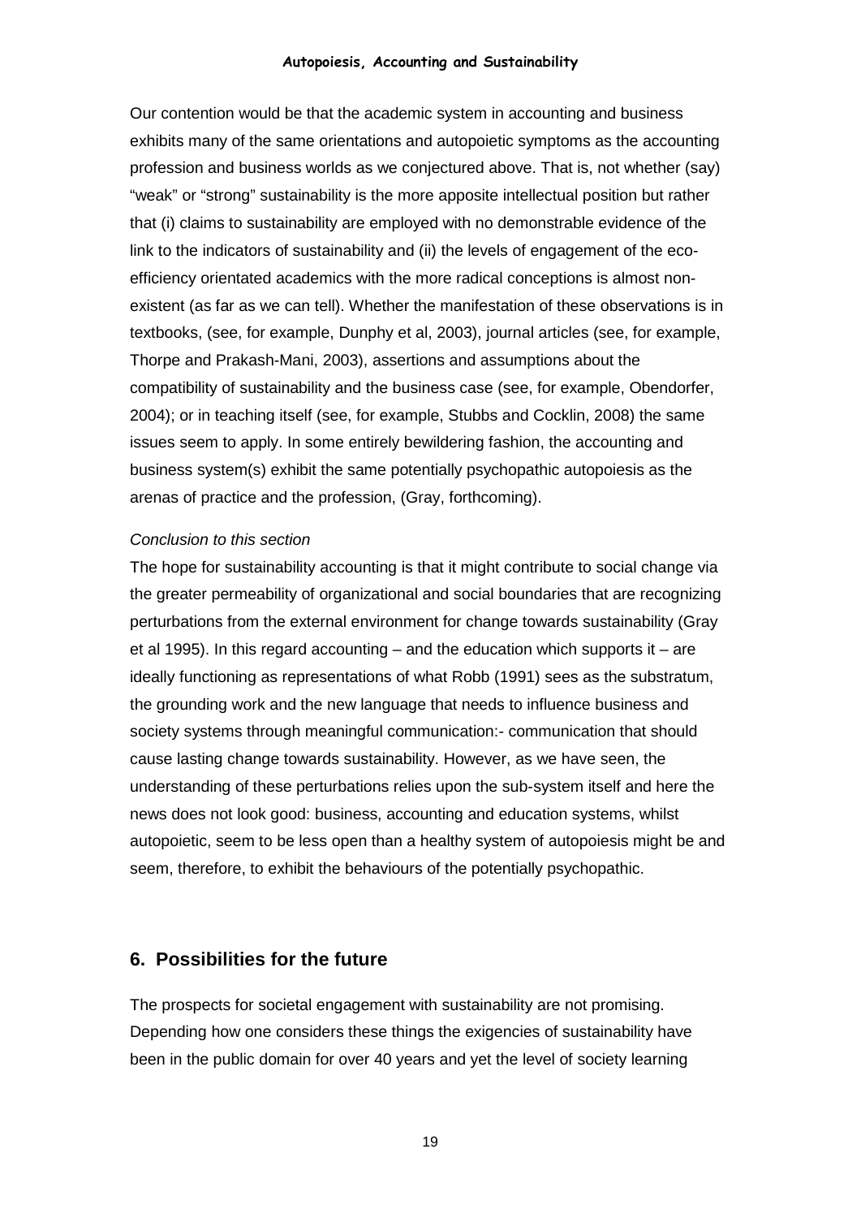Our contention would be that the academic system in accounting and business exhibits many of the same orientations and autopoietic symptoms as the accounting profession and business worlds as we conjectured above. That is, not whether (say) “weak” or “strong” sustainability is the more apposite intellectual position but rather that (i) claims to sustainability are employed with no demonstrable evidence of the link to the indicators of sustainability and (ii) the levels of engagement of the eco-efficiency orientated academics with the more radical conceptions is almost non-existent (as far as we can tell). Whether the manifestation of these observations is in textbooks, (see, for example, Dunphy et al, 2003), journal articles (see, for example, Thorpe and Prakash-Mani, 2003), assertions and assumptions about the compatibility of sustainability and the business case (see, for example, Obendorfer, 2004); or in teaching itself (see, for example, Stubbs and Cocklin, 2008) the same issues seem to apply. In some entirely bewildering fashion, the accounting and business system(s) exhibit the same potentially psychopathic autopoiesis as the arenas of practice and the profession, (Gray, forthcoming).

*Conclusion to this section*

The hope for sustainability accounting is that it might contribute to social change via the greater permeability of organizational and social boundaries that are recognizing perturbations from the external environment for change towards sustainability (Gray et al 1995). In this regard accounting – and the education which supports it – are ideally functioning as representations of what Robb (1991) sees as the substratum, the grounding work and the new language that needs to influence business and society systems through meaningful communication:- communication that should cause lasting change towards sustainability. However, as we have seen, the understanding of these perturbations relies upon the sub-system itself and here the news does not look good: business, accounting and education systems, whilst autopoietic, seem to be less open than a healthy system of autopoiesis might be and seem, therefore, to exhibit the behaviours of the potentially psychopathic.

## 6. Possibilities for the future

The prospects for societal engagement with sustainability are not promising. Depending how one considers these things the exigencies of sustainability have been in the public domain for over 40 years and yet the level of society learning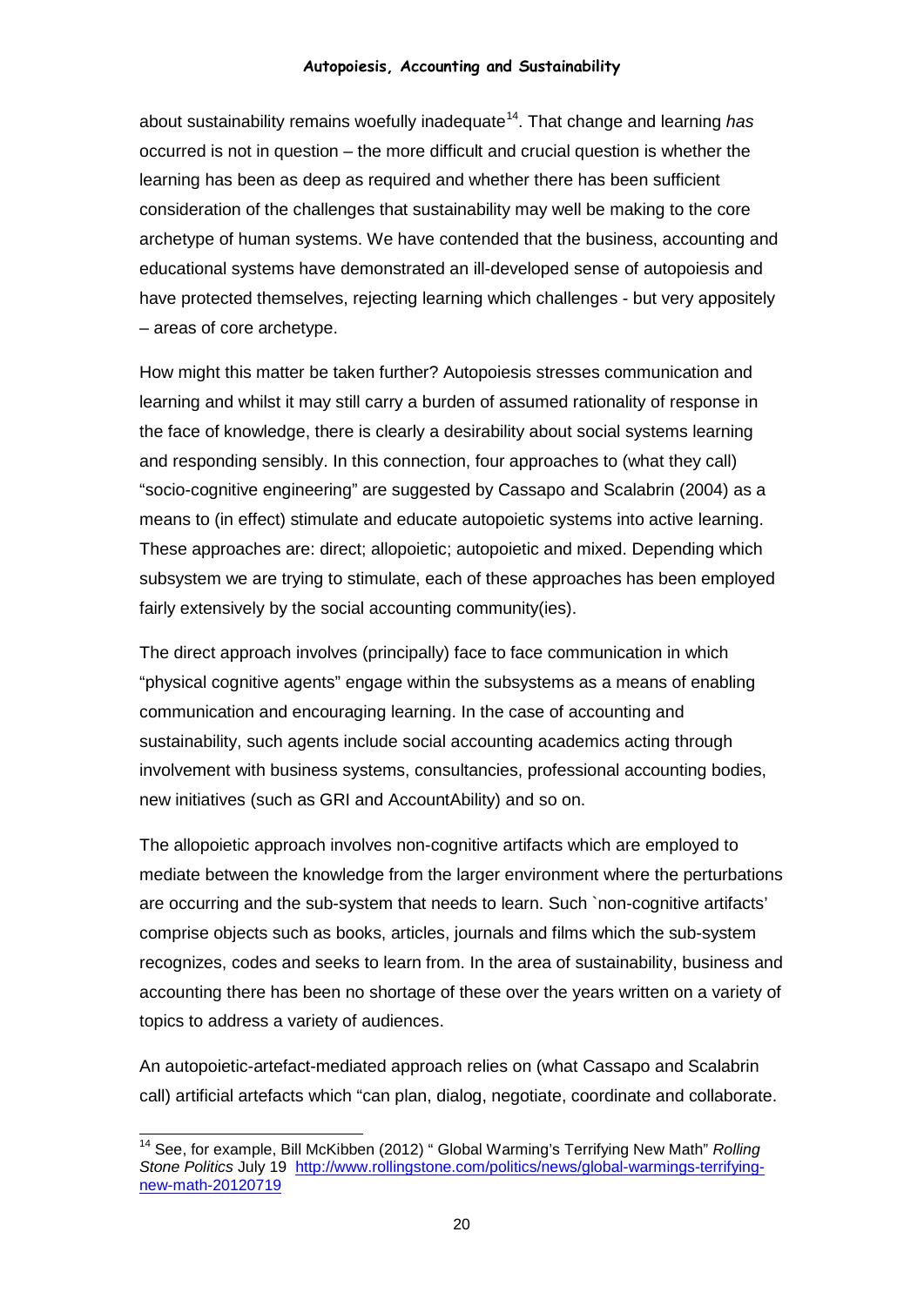about sustainability remains woefully inadequate[14]. That change and learning *has* occurred is not in question – the more difficult and crucial question is whether the learning has been as deep as required and whether there has been sufficient consideration of the challenges that sustainability may well be making to the core archetype of human systems. We have contended that the business, accounting and educational systems have demonstrated an ill-developed sense of autopoiesis and have protected themselves, rejecting learning which challenges - but very appositely – areas of core archetype.

How might this matter be taken further? Autopoiesis stresses communication and learning and whilst it may still carry a burden of assumed rationality of response in the face of knowledge, there is clearly a desirability about social systems learning and responding sensibly. In this connection, four approaches to (what they call) "socio-cognitive engineering" are suggested by Cassapo and Scalabrin (2004) as a means to (in effect) stimulate and educate autopoietic systems into active learning. These approaches are: direct; allopoietic; autopoietic and mixed. Depending which subsystem we are trying to stimulate, each of these approaches has been employed fairly extensively by the social accounting community(ies).

The direct approach involves (principally) face to face communication in which "physical cognitive agents" engage within the subsystems as a means of enabling communication and encouraging learning. In the case of accounting and sustainability, such agents include social accounting academics acting through involvement with business systems, consultancies, professional accounting bodies, new initiatives (such as GRI and AccountAbility) and so on.

The allopoietic approach involves non-cognitive artifacts which are employed to mediate between the knowledge from the larger environment where the perturbations are occurring and the sub-system that needs to learn. Such `non-cognitive artifacts' comprise objects such as books, articles, journals and films which the sub-system recognizes, codes and seeks to learn from. In the area of sustainability, business and accounting there has been no shortage of these over the years written on a variety of topics to address a variety of audiences.

An autopoietic-artefact-mediated approach relies on (what Cassapo and Scalabrin call) artificial artefacts which "can plan, dialog, negotiate, coordinate and collaborate.

---

[14] See, for example, Bill McKibben (2012) " Global Warming's Terrifying New Math" *Rolling Stone Politics* July 19 http://www.rollingstone.com/politics/news/global-warmings-terrifying-new-math-20120719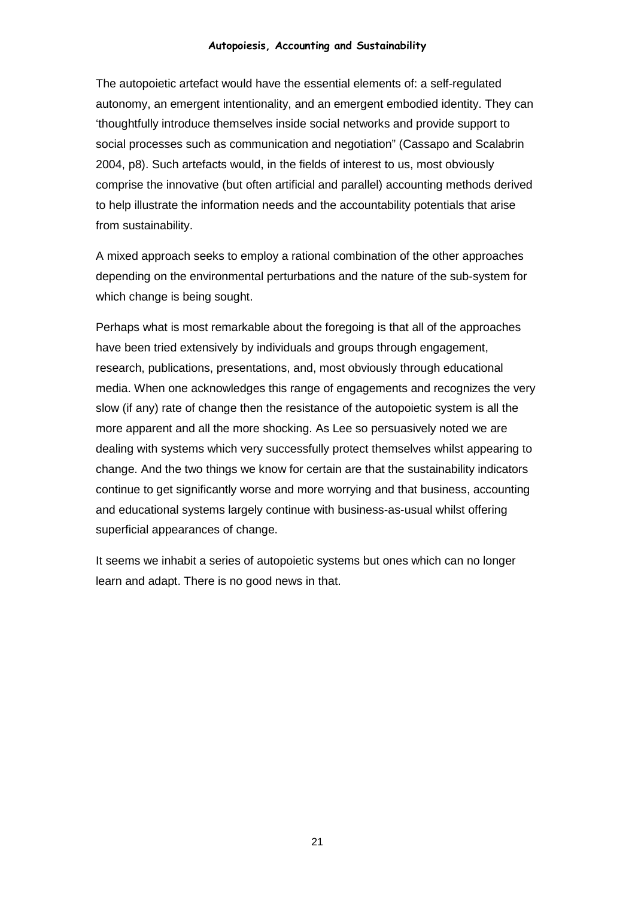The autopoietic artefact would have the essential elements of: a self-regulated autonomy, an emergent intentionality, and an emergent embodied identity. They can 'thoughtfully introduce themselves inside social networks and provide support to social processes such as communication and negotiation" (Cassapo and Scalabrin 2004, p8). Such artefacts would, in the fields of interest to us, most obviously comprise the innovative (but often artificial and parallel) accounting methods derived to help illustrate the information needs and the accountability potentials that arise from sustainability.

A mixed approach seeks to employ a rational combination of the other approaches depending on the environmental perturbations and the nature of the sub-system for which change is being sought.

Perhaps what is most remarkable about the foregoing is that all of the approaches have been tried extensively by individuals and groups through engagement, research, publications, presentations, and, most obviously through educational media. When one acknowledges this range of engagements and recognizes the very slow (if any) rate of change then the resistance of the autopoietic system is all the more apparent and all the more shocking. As Lee so persuasively noted we are dealing with systems which very successfully protect themselves whilst appearing to change. And the two things we know for certain are that the sustainability indicators continue to get significantly worse and more worrying and that business, accounting and educational systems largely continue with business-as-usual whilst offering superficial appearances of change.

It seems we inhabit a series of autopoietic systems but ones which can no longer learn and adapt. There is no good news in that.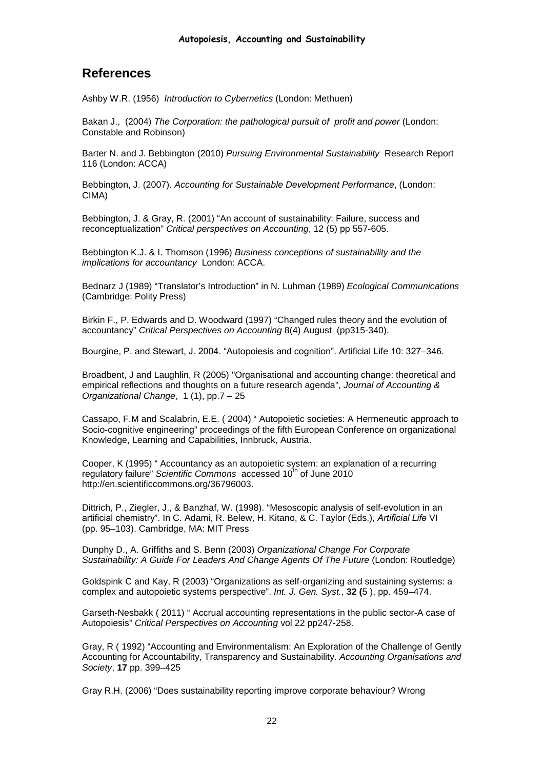## References

Ashby W.R. (1956) *Introduction to Cybernetics* (London: Methuen)

Bakan J., (2004) *The Corporation: the pathological pursuit of profit and power* (London: Constable and Robinson)

Barter N. and J. Bebbington (2010) *Pursuing Environmental Sustainability* Research Report 116 (London: ACCA)

Bebbington, J. (2007). *Accounting for Sustainable Development Performance*, (London: CIMA)

Bebbington, J. & Gray, R. (2001) "An account of sustainability: Failure, success and reconceptualization" *Critical perspectives on Accounting*, 12 (5) pp 557-605.

Bebbington K.J. & I. Thomson (1996) *Business conceptions of sustainability and the implications for accountancy* London: ACCA.

Bednarz J (1989) "Translator's Introduction" in N. Luhman (1989) *Ecological Communications* (Cambridge: Polity Press)

Birkin F., P. Edwards and D. Woodward (1997) "Changed rules theory and the evolution of accountancy" *Critical Perspectives on Accounting* 8(4) August (pp315-340).

Bourgine, P. and Stewart, J. 2004. "Autopoiesis and cognition". Artificial Life 10: 327–346.

Broadbent, J and Laughlin, R (2005) "Organisational and accounting change: theoretical and empirical reflections and thoughts on a future research agenda", *Journal of Accounting & Organizational Change*, 1 (1), pp.7 – 25

Cassapo, F.M and Scalabrin, E.E. ( 2004) " Autopoietic societies: A Hermeneutic approach to Socio-cognitive engineering" proceedings of the fifth European Conference on organizational Knowledge, Learning and Capabilities, Innbruck, Austria.

Cooper, K (1995) " Accountancy as an autopoietic system: an explanation of a recurring regulatory failure" *Scientific Commons* accessed 10th of June 2010 http://en.scientificcommons.org/36796003.

Dittrich, P., Ziegler, J., & Banzhaf, W. (1998). "Mesoscopic analysis of self-evolution in an artificial chemistry". In C. Adami, R. Belew, H. Kitano, & C. Taylor (Eds.), *Artificial Life* VI (pp. 95–103). Cambridge, MA: MIT Press

Dunphy D., A. Griffiths and S. Benn (2003) *Organizational Change For Corporate Sustainability: A Guide For Leaders And Change Agents Of The Future* (London: Routledge)

Goldspink C and Kay, R (2003) "Organizations as self-organizing and sustaining systems: a complex and autopoietic systems perspective". *Int. J. Gen. Syst.*, **32 (**5 ), pp. 459–474.

Garseth-Nesbakk ( 2011) " Accrual accounting representations in the public sector-A case of Autopoiesis" *Critical Perspectives on Accounting* vol 22 pp247-258.

Gray, R ( 1992) "Accounting and Environmentalism: An Exploration of the Challenge of Gently Accounting for Accountability, Transparency and Sustainability. *Accounting Organisations and Society*, **17** pp. 399–425

Gray R.H. (2006) "Does sustainability reporting improve corporate behaviour? Wrong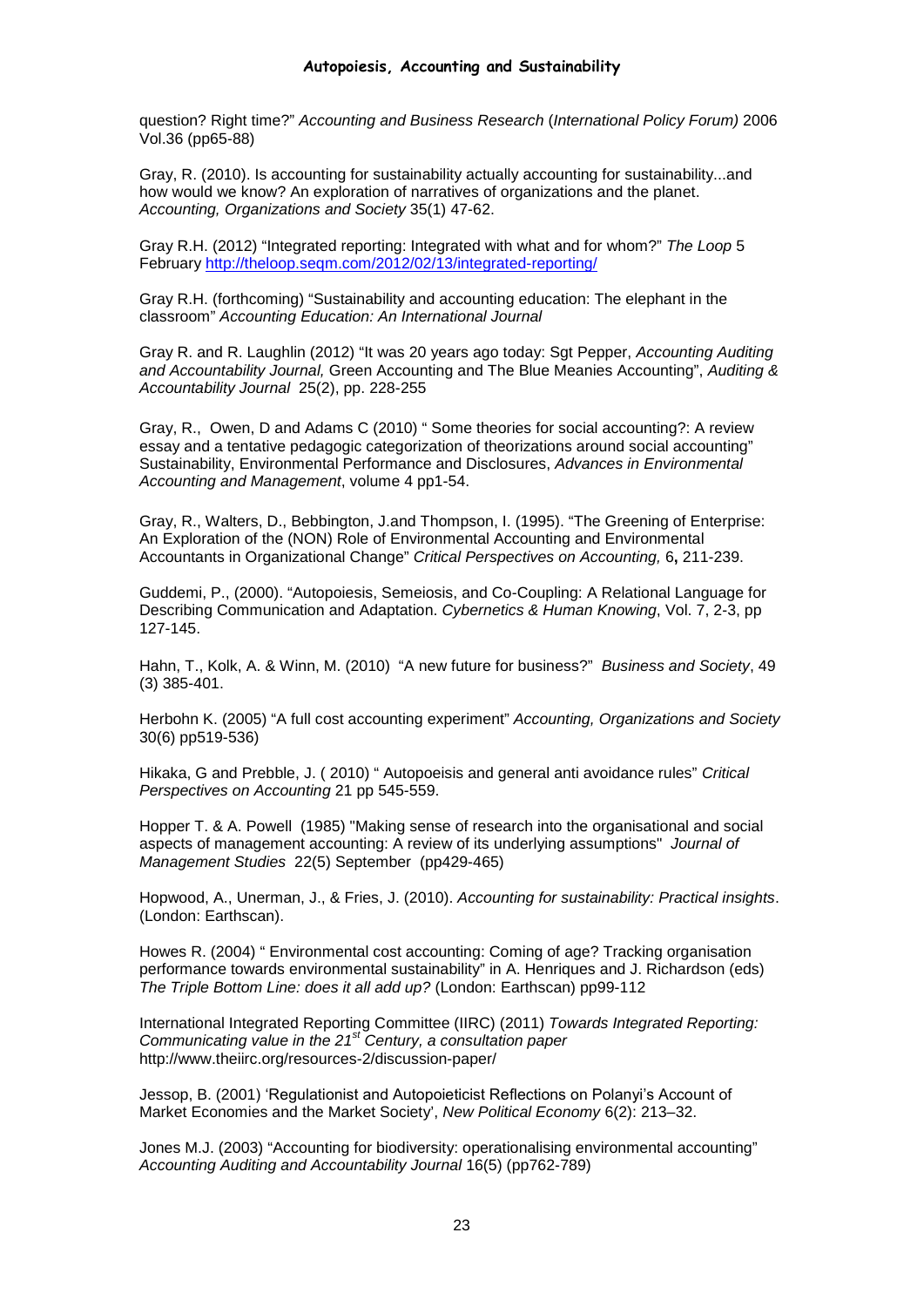question? Right time?" *Accounting and Business Research* (*International Policy Forum)* 2006 Vol.36 (pp65-88)

Gray, R. (2010). Is accounting for sustainability actually accounting for sustainability...and how would we know? An exploration of narratives of organizations and the planet. *Accounting, Organizations and Society* 35(1) 47-62.

Gray R.H. (2012) "Integrated reporting: Integrated with what and for whom?" *The Loop* 5 February http://theloop.seqm.com/2012/02/13/integrated-reporting/

Gray R.H. (forthcoming) "Sustainability and accounting education: The elephant in the classroom" *Accounting Education: An International Journal*

Gray R. and R. Laughlin (2012) "It was 20 years ago today: Sgt Pepper, *Accounting Auditing and Accountability Journal,* Green Accounting and The Blue Meanies Accounting", *Auditing & Accountability Journal* 25(2), pp. 228-255

Gray, R., Owen, D and Adams C (2010) " Some theories for social accounting?: A review essay and a tentative pedagogic categorization of theorizations around social accounting" Sustainability, Environmental Performance and Disclosures, *Advances in Environmental Accounting and Management*, volume 4 pp1-54.

Gray, R., Walters, D., Bebbington, J.and Thompson, I. (1995). "The Greening of Enterprise: An Exploration of the (NON) Role of Environmental Accounting and Environmental Accountants in Organizational Change" *Critical Perspectives on Accounting,* 6**,** 211-239.

Guddemi, P., (2000). "Autopoiesis, Semeiosis, and Co-Coupling: A Relational Language for Describing Communication and Adaptation. *Cybernetics & Human Knowing*, Vol. 7, 2-3, pp 127-145.

Hahn, T., Kolk, A. & Winn, M. (2010) "A new future for business?" *Business and Society*, 49 (3) 385-401.

Herbohn K. (2005) "A full cost accounting experiment" *Accounting, Organizations and Society* 30(6) pp519-536)

Hikaka, G and Prebble, J. ( 2010) " Autopoeisis and general anti avoidance rules" *Critical Perspectives on Accounting* 21 pp 545-559.

Hopper T. & A. Powell (1985) "Making sense of research into the organisational and social aspects of management accounting: A review of its underlying assumptions" *Journal of Management Studies* 22(5) September (pp429-465)

Hopwood, A., Unerman, J., & Fries, J. (2010). *Accounting for sustainability: Practical insights*. (London: Earthscan).

Howes R. (2004) " Environmental cost accounting: Coming of age? Tracking organisation performance towards environmental sustainability" in A. Henriques and J. Richardson (eds) *The Triple Bottom Line: does it all add up?* (London: Earthscan) pp99-112

International Integrated Reporting Committee (IIRC) (2011) *Towards Integrated Reporting: Communicating value in the 21st Century, a consultation paper* http://www.theiirc.org/resources-2/discussion-paper/

Jessop, B. (2001) 'Regulationist and Autopoieticist Reflections on Polanyi's Account of Market Economies and the Market Society', *New Political Economy* 6(2): 213–32.

Jones M.J. (2003) "Accounting for biodiversity: operationalising environmental accounting" *Accounting Auditing and Accountability Journal* 16(5) (pp762-789)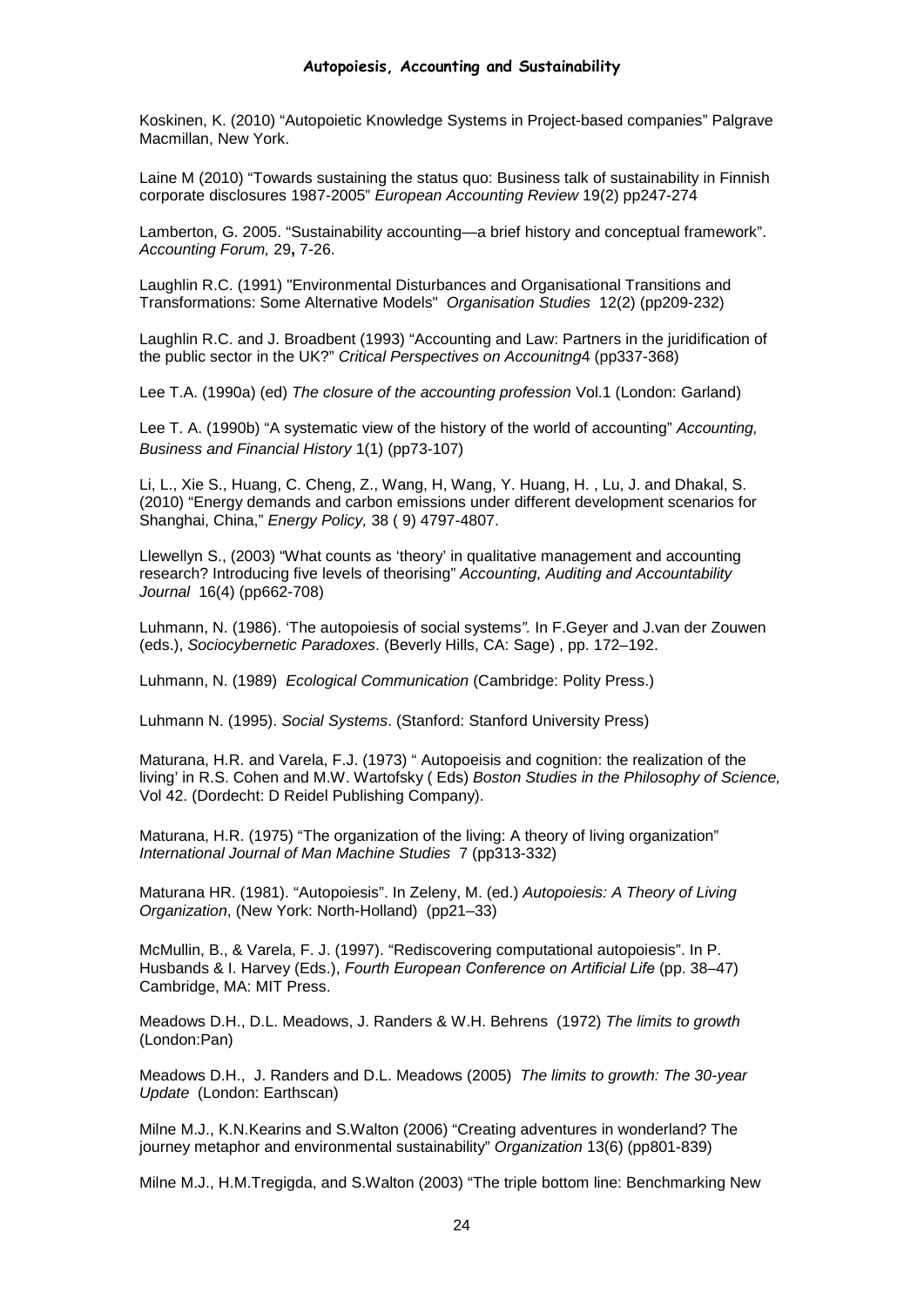Koskinen, K. (2010) "Autopoietic Knowledge Systems in Project-based companies" Palgrave Macmillan, New York.

Laine M (2010) "Towards sustaining the status quo: Business talk of sustainability in Finnish corporate disclosures 1987-2005" *European Accounting Review* 19(2) pp247-274

Lamberton, G. 2005. "Sustainability accounting—a brief history and conceptual framework". *Accounting Forum,* 29**,** 7-26.

Laughlin R.C. (1991) "Environmental Disturbances and Organisational Transitions and Transformations: Some Alternative Models" *Organisation Studies* 12(2) (pp209-232)

Laughlin R.C. and J. Broadbent (1993) "Accounting and Law: Partners in the juridification of the public sector in the UK?" *Critical Perspectives on Accounitng*4 (pp337-368)

Lee T.A. (1990a) (ed) *The closure of the accounting profession* Vol.1 (London: Garland)

Lee T. A. (1990b) "A systematic view of the history of the world of accounting" *Accounting, Business and Financial History* 1(1) (pp73-107)

Li, L., Xie S., Huang, C. Cheng, Z., Wang, H, Wang, Y. Huang, H. , Lu, J. and Dhakal, S. (2010) "Energy demands and carbon emissions under different development scenarios for Shanghai, China," *Energy Policy,* 38 ( 9) 4797-4807.

Llewellyn S., (2003) "What counts as 'theory' in qualitative management and accounting research? Introducing five levels of theorising" *Accounting, Auditing and Accountability Journal* 16(4) (pp662-708)

Luhmann, N. (1986). 'The autopoiesis of social systems*".* In F.Geyer and J.van der Zouwen (eds.), *Sociocybernetic Paradoxes*. (Beverly Hills, CA: Sage) , pp. 172–192.

Luhmann, N. (1989) *Ecological Communication* (Cambridge: Polity Press.)

Luhmann N. (1995). *Social Systems*. (Stanford: Stanford University Press)

Maturana, H.R. and Varela, F.J. (1973) " Autopoeisis and cognition: the realization of the living' in R.S. Cohen and M.W. Wartofsky ( Eds) *Boston Studies in the Philosophy of Science,* Vol 42. (Dordecht: D Reidel Publishing Company).

Maturana, H.R. (1975) "The organization of the living: A theory of living organization" *International Journal of Man Machine Studies* 7 (pp313-332)

Maturana HR. (1981). "Autopoiesis". In Zeleny, M. (ed.) *Autopoiesis: A Theory of Living Organization*, (New York: North-Holland) (pp21–33)

McMullin, B., & Varela, F. J. (1997). "Rediscovering computational autopoiesis". In P. Husbands & I. Harvey (Eds.), *Fourth European Conference on Artificial Life* (pp. 38–47) Cambridge, MA: MIT Press.

Meadows D.H., D.L. Meadows, J. Randers & W.H. Behrens (1972) *The limits to growth* (London:Pan)

Meadows D.H., J. Randers and D.L. Meadows (2005) *The limits to growth: The 30-year Update* (London: Earthscan)

Milne M.J., K.N.Kearins and S.Walton (2006) "Creating adventures in wonderland? The journey metaphor and environmental sustainability" *Organization* 13(6) (pp801-839)

Milne M.J., H.M.Tregigda, and S.Walton (2003) "The triple bottom line: Benchmarking New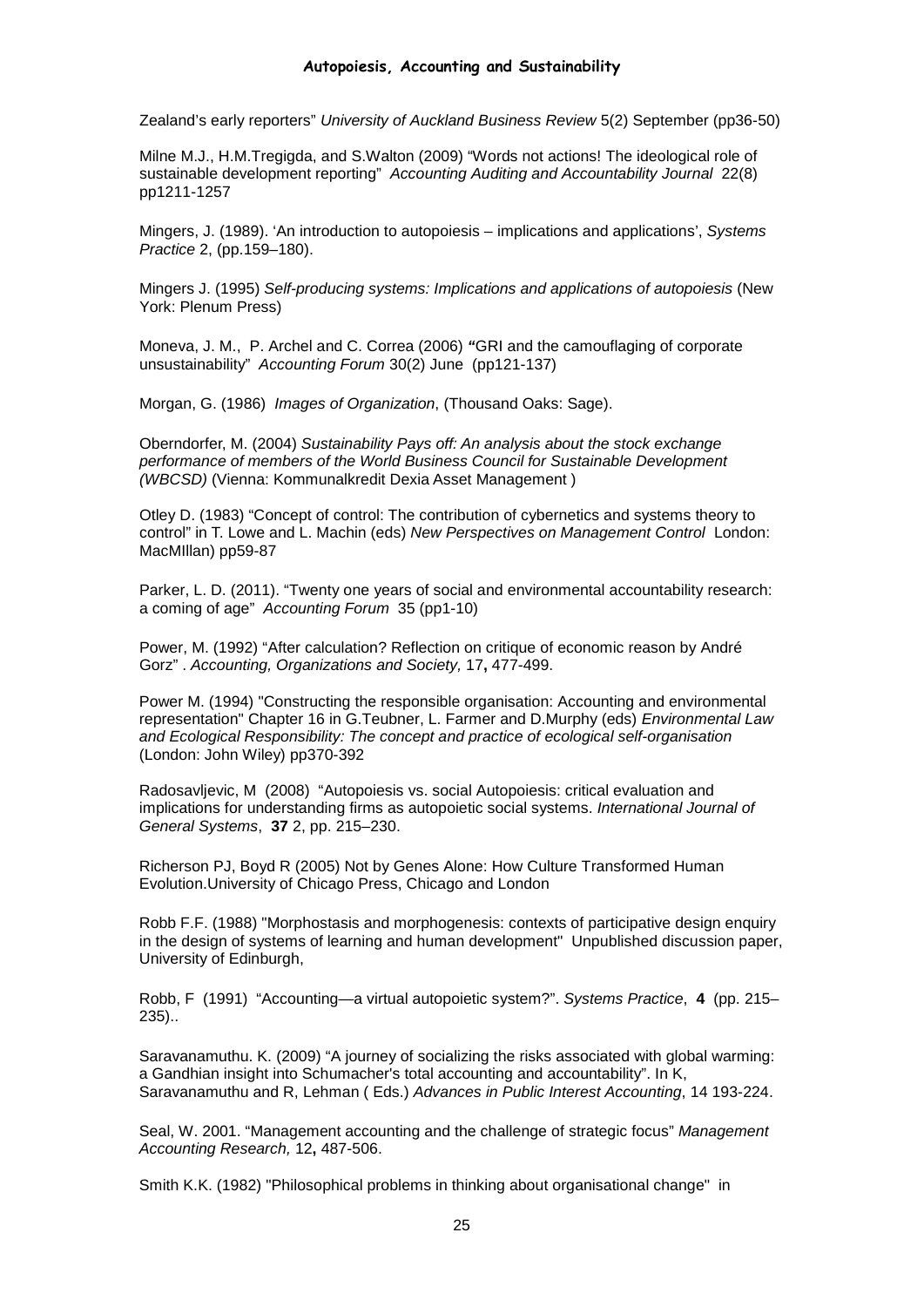Zealand's early reporters" *University of Auckland Business Review* 5(2) September (pp36-50)

Milne M.J., H.M.Tregigda, and S.Walton (2009) "Words not actions! The ideological role of sustainable development reporting" *Accounting Auditing and Accountability Journal* 22(8) pp1211-1257

Mingers, J. (1989). 'An introduction to autopoiesis – implications and applications', *Systems Practice* 2, (pp.159–180).

Mingers J. (1995) *Self-producing systems: Implications and applications of autopoiesis* (New York: Plenum Press)

Moneva, J. M., P. Archel and C. Correa (2006) **"**GRI and the camouflaging of corporate unsustainability" *Accounting Forum* 30(2) June (pp121-137)

Morgan, G. (1986) *Images of Organization*, (Thousand Oaks: Sage).

Oberndorfer, M. (2004) *Sustainability Pays off: An analysis about the stock exchange performance of members of the World Business Council for Sustainable Development (WBCSD)* (Vienna: Kommunalkredit Dexia Asset Management )

Otley D. (1983) "Concept of control: The contribution of cybernetics and systems theory to control" in T. Lowe and L. Machin (eds) *New Perspectives on Management Control* London: MacMIllan) pp59-87

Parker, L. D. (2011). "Twenty one years of social and environmental accountability research: a coming of age" *Accounting Forum* 35 (pp1-10)

Power, M. (1992) "After calculation? Reflection on critique of economic reason by André Gorz" . *Accounting, Organizations and Society,* 17**,** 477-499.

Power M. (1994) "Constructing the responsible organisation: Accounting and environmental representation" Chapter 16 in G.Teubner, L. Farmer and D.Murphy (eds) *Environmental Law and Ecological Responsibility: The concept and practice of ecological self-organisation* (London: John Wiley) pp370-392

Radosavljevic, M (2008) "Autopoiesis vs. social Autopoiesis: critical evaluation and implications for understanding firms as autopoietic social systems. *International Journal of General Systems*, **37** 2, pp. 215–230.

Richerson PJ, Boyd R (2005) Not by Genes Alone: How Culture Transformed Human Evolution.University of Chicago Press, Chicago and London

Robb F.F. (1988) "Morphostasis and morphogenesis: contexts of participative design enquiry in the design of systems of learning and human development" Unpublished discussion paper, University of Edinburgh,

Robb, F (1991) "Accounting—a virtual autopoietic system?". *Systems Practice*, **4** (pp. 215–235)..

Saravanamuthu. K. (2009) "A journey of socializing the risks associated with global warming: a Gandhian insight into Schumacher's total accounting and accountability". In K, Saravanamuthu and R, Lehman ( Eds.) *Advances in Public Interest Accounting*, 14 193-224.

Seal, W. 2001. "Management accounting and the challenge of strategic focus" *Management Accounting Research,* 12**,** 487-506.

Smith K.K. (1982) "Philosophical problems in thinking about organisational change" in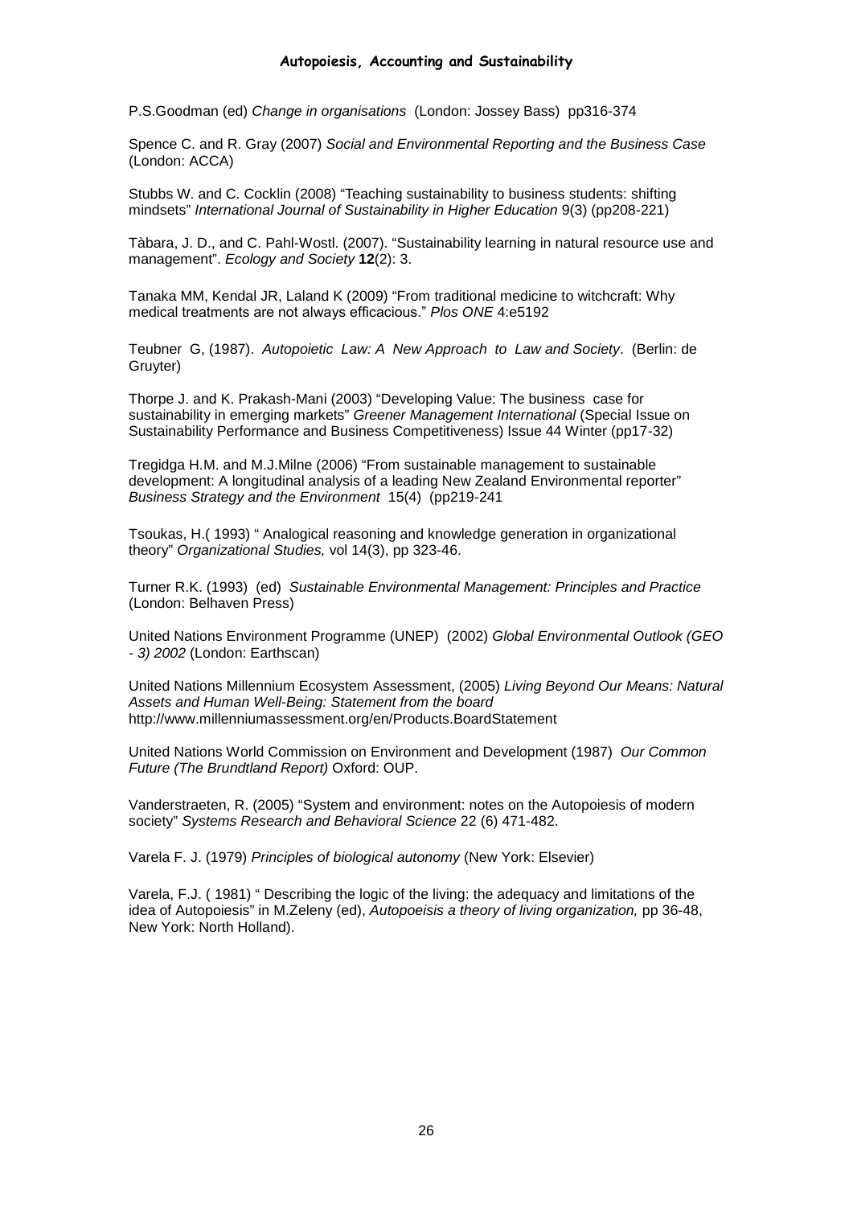P.S.Goodman (ed) *Change in organisations* (London: Jossey Bass) pp316-374

Spence C. and R. Gray (2007) *Social and Environmental Reporting and the Business Case* (London: ACCA)

Stubbs W. and C. Cocklin (2008) "Teaching sustainability to business students: shifting mindsets" *International Journal of Sustainability in Higher Education* 9(3) (pp208-221)

Tàbara, J. D., and C. Pahl-Wostl. (2007). "Sustainability learning in natural resource use and management". *Ecology and Society* **12**(2): 3.

Tanaka MM, Kendal JR, Laland K (2009) "From traditional medicine to witchcraft: Why medical treatments are not always efficacious." *Plos ONE* 4:e5192

Teubner G, (1987). *Autopoietic Law: A New Approach to Law and Society*. (Berlin: de Gruyter)

Thorpe J. and K. Prakash-Mani (2003) "Developing Value: The business case for sustainability in emerging markets" *Greener Management International* (Special Issue on Sustainability Performance and Business Competitiveness) Issue 44 Winter (pp17-32)

Tregidga H.M. and M.J.Milne (2006) "From sustainable management to sustainable development: A longitudinal analysis of a leading New Zealand Environmental reporter" *Business Strategy and the Environment* 15(4) (pp219-241

Tsoukas, H.( 1993) " Analogical reasoning and knowledge generation in organizational theory" *Organizational Studies,* vol 14(3), pp 323-46.

Turner R.K. (1993) (ed) *Sustainable Environmental Management: Principles and Practice* (London: Belhaven Press)

United Nations Environment Programme (UNEP) (2002) *Global Environmental Outlook (GEO - 3) 2002* (London: Earthscan)

United Nations Millennium Ecosystem Assessment, (2005) *Living Beyond Our Means: Natural Assets and Human Well-Being: Statement from the board* http://www.millenniumassessment.org/en/Products.BoardStatement

United Nations World Commission on Environment and Development (1987) *Our Common Future (The Brundtland Report)* Oxford: OUP.

Vanderstraeten, R. (2005) "System and environment: notes on the Autopoiesis of modern society" *Systems Research and Behavioral Science* 22 (6) 471-482.

Varela F. J. (1979) *Principles of biological autonomy* (New York: Elsevier)

Varela, F.J. ( 1981) " Describing the logic of the living: the adequacy and limitations of the idea of Autopoiesis" in M.Zeleny (ed), *Autopoeisis a theory of living organization,* pp 36-48, New York: North Holland).